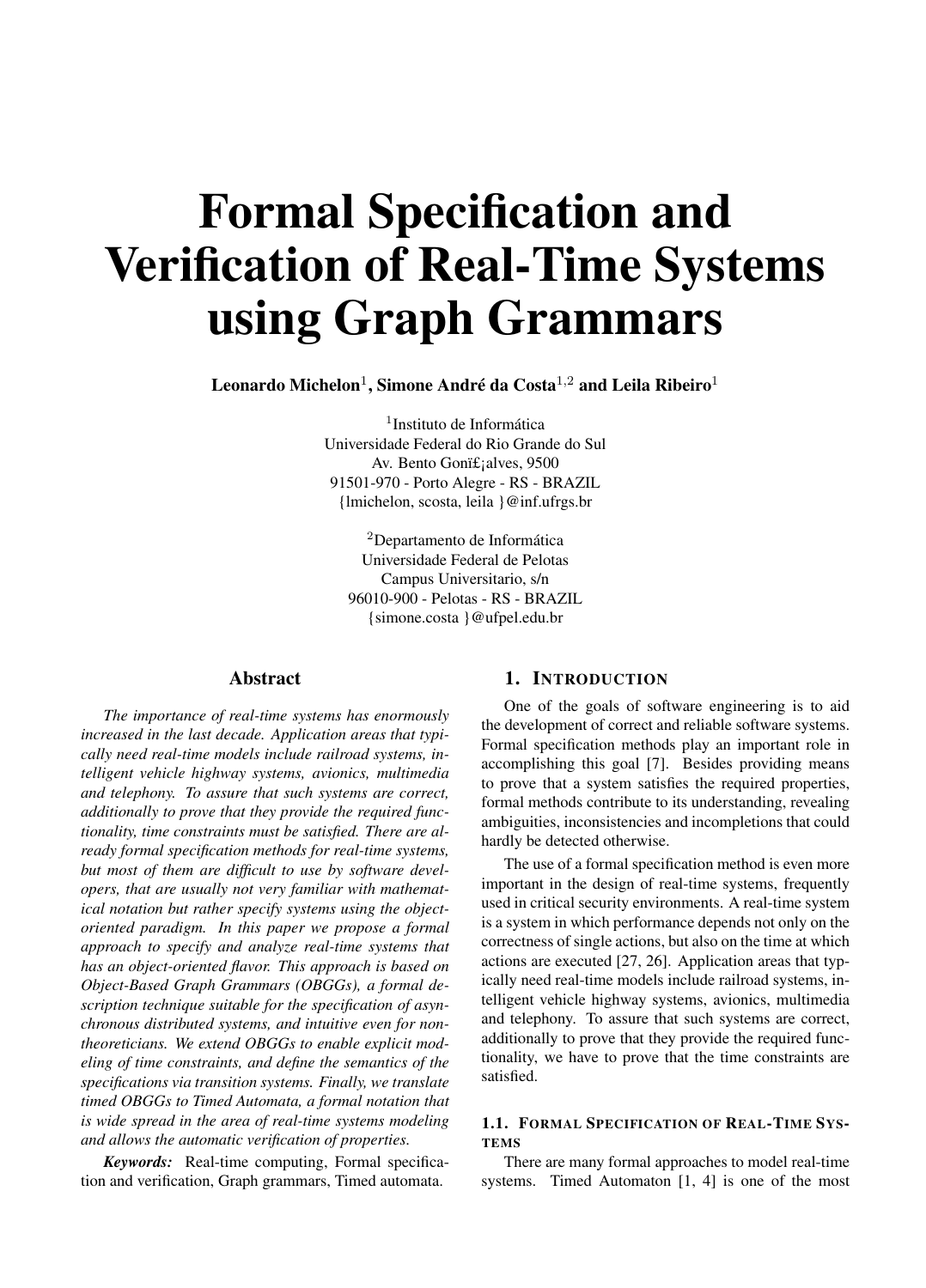# Formal Specification and Verification of Real-Time Systems using Graph Grammars

**Leonardo Michelon**[1], **Simone André da Costa**[1,2] **and Leila Ribeiro**[1]

[1]Instituto de Informática
Universidade Federal do Rio Grande do Sul
Av. Bento Gonï£¡alves, 9500
91501-970 - Porto Alegre - RS - BRAZIL
{lmichelon, scosta, leila }@inf.ufrgs.br

[2]Departamento de Informática
Universidade Federal de Pelotas
Campus Universitario, s/n
96010-900 - Pelotas - RS - BRAZIL
{simone.costa }@ufpel.edu.br

## Abstract

*The importance of real-time systems has enormously increased in the last decade. Application areas that typically need real-time models include railroad systems, intelligent vehicle highway systems, avionics, multimedia and telephony. To assure that such systems are correct, additionally to prove that they provide the required functionality, time constraints must be satisfied. There are already formal specification methods for real-time systems, but most of them are difficult to use by software developers, that are usually not very familiar with mathematical notation but rather specify systems using the object-oriented paradigm. In this paper we propose a formal approach to specify and analyze real-time systems that has an object-oriented flavor. This approach is based on Object-Based Graph Grammars (OBGGs), a formal description technique suitable for the specification of asynchronous distributed systems, and intuitive even for non-theoreticians. We extend OBGGs to enable explicit modeling of time constraints, and define the semantics of the specifications via transition systems. Finally, we translate timed OBGGs to Timed Automata, a formal notation that is wide spread in the area of real-time systems modeling and allows the automatic verification of properties.*

***Keywords:*** Real-time computing, Formal specification and verification, Graph grammars, Timed automata.

## 1. Introduction

One of the goals of software engineering is to aid the development of correct and reliable software systems. Formal specification methods play an important role in accomplishing this goal [7]. Besides providing means to prove that a system satisfies the required properties, formal methods contribute to its understanding, revealing ambiguities, inconsistencies and incompletions that could hardly be detected otherwise.

The use of a formal specification method is even more important in the design of real-time systems, frequently used in critical security environments. A real-time system is a system in which performance depends not only on the correctness of single actions, but also on the time at which actions are executed [27, 26]. Application areas that typically need real-time models include railroad systems, intelligent vehicle highway systems, avionics, multimedia and telephony. To assure that such systems are correct, additionally to prove that they provide the required functionality, we have to prove that the time constraints are satisfied.

### 1.1. Formal Specification of Real-Time Systems

There are many formal approaches to model real-time systems. Timed Automaton [1, 4] is one of the most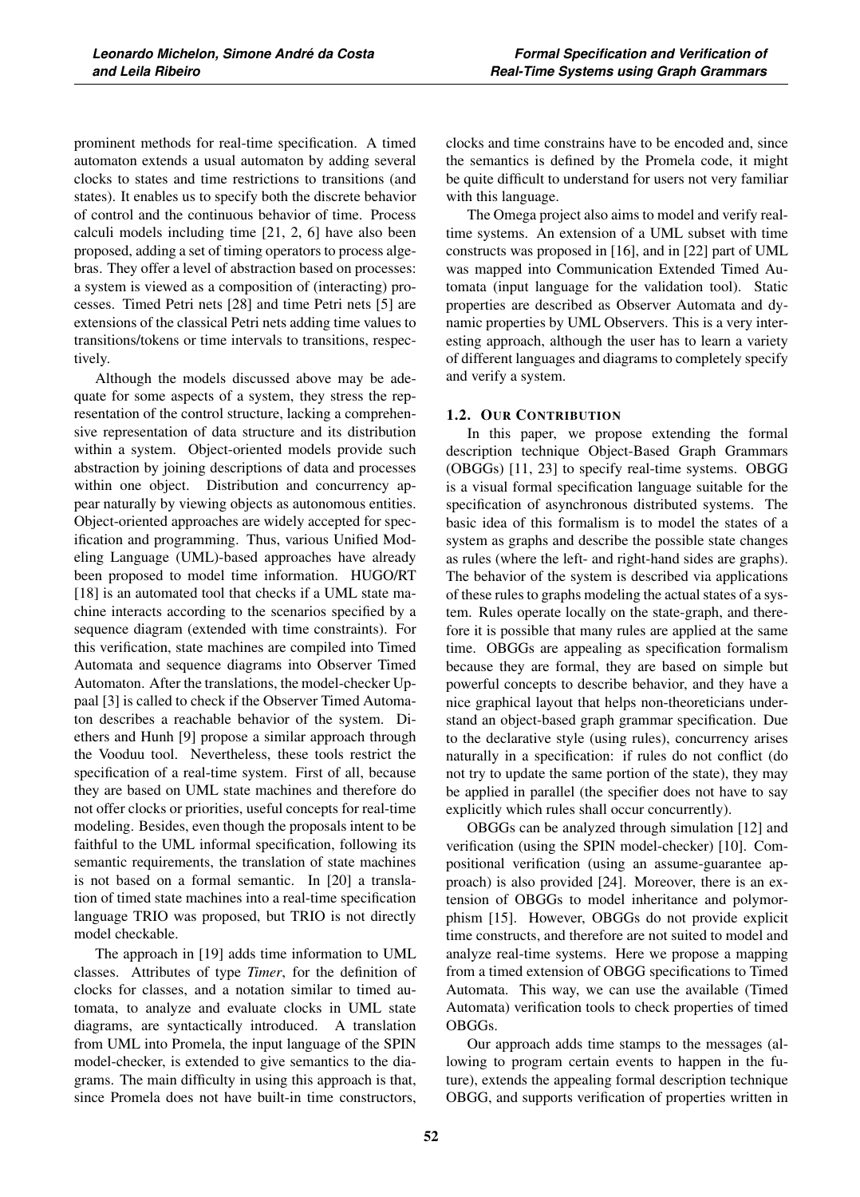prominent methods for real-time specification. A timed automaton extends a usual automaton by adding several clocks to states and time restrictions to transitions (and states). It enables us to specify both the discrete behavior of control and the continuous behavior of time. Process calculi models including time [21, 2, 6] have also been proposed, adding a set of timing operators to process algebras. They offer a level of abstraction based on processes: a system is viewed as a composition of (interacting) processes. Timed Petri nets [28] and time Petri nets [5] are extensions of the classical Petri nets adding time values to transitions/tokens or time intervals to transitions, respectively.

Although the models discussed above may be adequate for some aspects of a system, they stress the representation of the control structure, lacking a comprehensive representation of data structure and its distribution within a system. Object-oriented models provide such abstraction by joining descriptions of data and processes within one object. Distribution and concurrency appear naturally by viewing objects as autonomous entities. Object-oriented approaches are widely accepted for specification and programming. Thus, various Unified Modeling Language (UML)-based approaches have already been proposed to model time information. HUGO/RT [18] is an automated tool that checks if a UML state machine interacts according to the scenarios specified by a sequence diagram (extended with time constraints). For this verification, state machines are compiled into Timed Automata and sequence diagrams into Observer Timed Automaton. After the translations, the model-checker Uppaal [3] is called to check if the Observer Timed Automaton describes a reachable behavior of the system. Diethers and Hunh [9] propose a similar approach through the Vooduu tool. Nevertheless, these tools restrict the specification of a real-time system. First of all, because they are based on UML state machines and therefore do not offer clocks or priorities, useful concepts for real-time modeling. Besides, even though the proposals intent to be faithful to the UML informal specification, following its semantic requirements, the translation of state machines is not based on a formal semantic. In [20] a translation of timed state machines into a real-time specification language TRIO was proposed, but TRIO is not directly model checkable.

The approach in [19] adds time information to UML classes. Attributes of type *Timer*, for the definition of clocks for classes, and a notation similar to timed automata, to analyze and evaluate clocks in UML state diagrams, are syntactically introduced. A translation from UML into Promela, the input language of the SPIN model-checker, is extended to give semantics to the diagrams. The main difficulty in using this approach is that, since Promela does not have built-in time constructors, clocks and time constrains have to be encoded and, since the semantics is defined by the Promela code, it might be quite difficult to understand for users not very familiar with this language.

The Omega project also aims to model and verify real-time systems. An extension of a UML subset with time constructs was proposed in [16], and in [22] part of UML was mapped into Communication Extended Timed Automata (input language for the validation tool). Static properties are described as Observer Automata and dynamic properties by UML Observers. This is a very interesting approach, although the user has to learn a variety of different languages and diagrams to completely specify and verify a system.

### 1.2. Our Contribution

In this paper, we propose extending the formal description technique Object-Based Graph Grammars (OBGGs) [11, 23] to specify real-time systems. OBGG is a visual formal specification language suitable for the specification of asynchronous distributed systems. The basic idea of this formalism is to model the states of a system as graphs and describe the possible state changes as rules (where the left- and right-hand sides are graphs). The behavior of the system is described via applications of these rules to graphs modeling the actual states of a system. Rules operate locally on the state-graph, and therefore it is possible that many rules are applied at the same time. OBGGs are appealing as specification formalism because they are formal, they are based on simple but powerful concepts to describe behavior, and they have a nice graphical layout that helps non-theoreticians understand an object-based graph grammar specification. Due to the declarative style (using rules), concurrency arises naturally in a specification: if rules do not conflict (do not try to update the same portion of the state), they may be applied in parallel (the specifier does not have to say explicitly which rules shall occur concurrently).

OBGGs can be analyzed through simulation [12] and verification (using the SPIN model-checker) [10]. Compositional verification (using an assume-guarantee approach) is also provided [24]. Moreover, there is an extension of OBGGs to model inheritance and polymorphism [15]. However, OBGGs do not provide explicit time constructs, and therefore are not suited to model and analyze real-time systems. Here we propose a mapping from a timed extension of OBGG specifications to Timed Automata. This way, we can use the available (Timed Automata) verification tools to check properties of timed OBGGs.

Our approach adds time stamps to the messages (allowing to program certain events to happen in the future), extends the appealing formal description technique OBGG, and supports verification of properties written in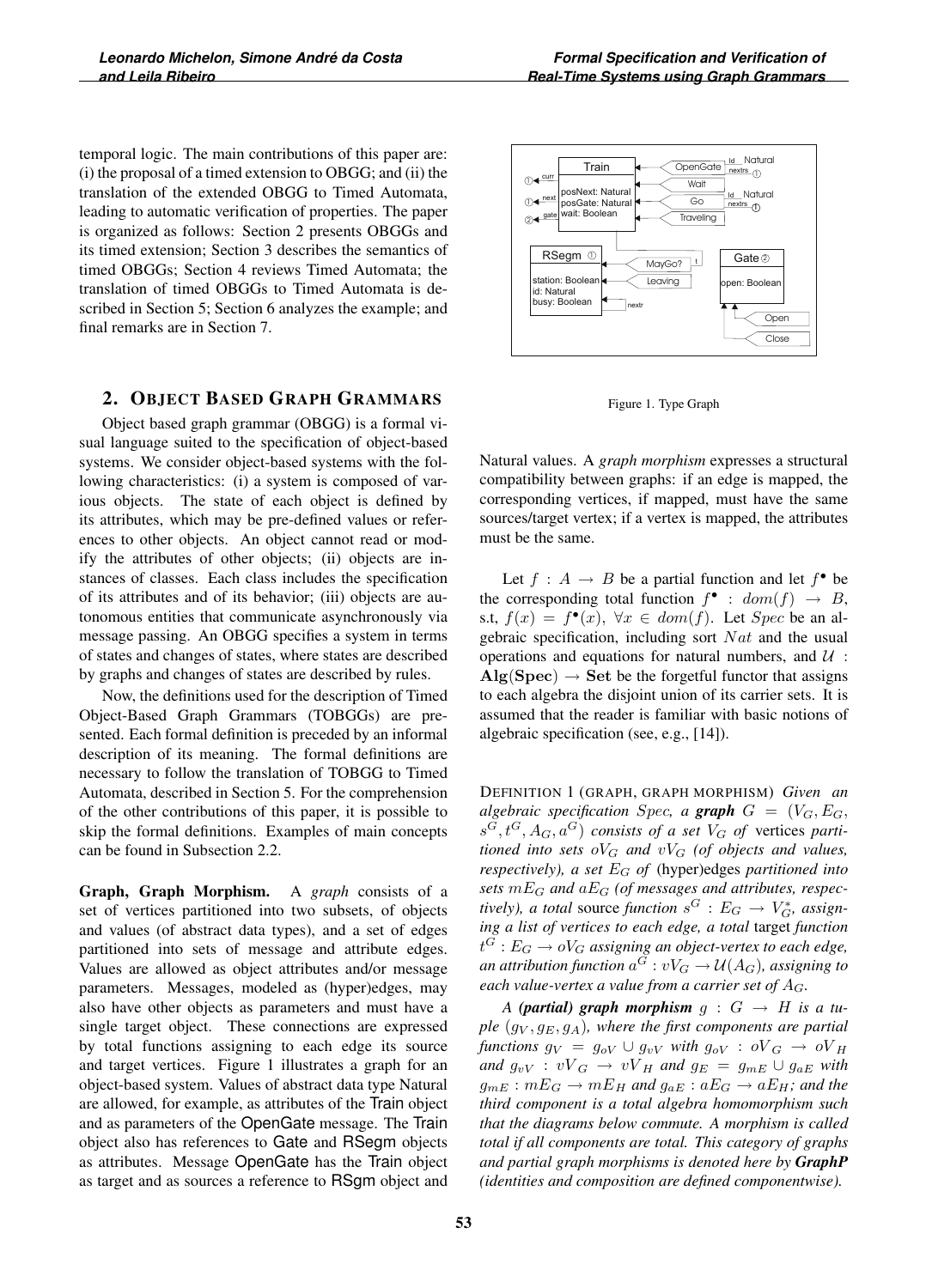temporal logic. The main contributions of this paper are: (i) the proposal of a timed extension to OBGG; and (ii) the translation of the extended OBGG to Timed Automata, leading to automatic verification of properties. The paper is organized as follows: Section 2 presents OBGGs and its timed extension; Section 3 describes the semantics of timed OBGGs; Section 4 reviews Timed Automata; the translation of timed OBGGs to Timed Automata is described in Section 5; Section 6 analyzes the example; and final remarks are in Section 7.

## 2. Object Based Graph Grammars

Object based graph grammar (OBGG) is a formal visual language suited to the specification of object-based systems. We consider object-based systems with the following characteristics: (i) a system is composed of various objects. The state of each object is defined by its attributes, which may be pre-defined values or references to other objects. An object cannot read or modify the attributes of other objects; (ii) objects are instances of classes. Each class includes the specification of its attributes and of its behavior; (iii) objects are autonomous entities that communicate asynchronously via message passing. An OBGG specifies a system in terms of states and changes of states, where states are described by graphs and changes of states are described by rules.

Now, the definitions used for the description of Timed Object-Based Graph Grammars (TOBGGs) are presented. Each formal definition is preceded by an informal description of its meaning. The formal definitions are necessary to follow the translation of TOBGG to Timed Automata, described in Section 5. For the comprehension of the other contributions of this paper, it is possible to skip the formal definitions. Examples of main concepts can be found in Subsection 2.2.

**Graph, Graph Morphism.** A *graph* consists of a set of vertices partitioned into two subsets, of objects and values (of abstract data types), and a set of edges partitioned into sets of message and attribute edges. Values are allowed as object attributes and/or message parameters. Messages, modeled as (hyper)edges, may also have other objects as parameters and must have a single target object. These connections are expressed by total functions assigning to each edge its source and target vertices. Figure 1 illustrates a graph for an object-based system. Values of abstract data type Natural are allowed, for example, as attributes of the Train object and as parameters of the OpenGate message. The Train object also has references to Gate and RSegm objects as attributes. Message OpenGate has the Train object as target and as sources a reference to RSgm object and Natural values. A *graph morphism* expresses a structural compatibility between graphs: if an edge is mapped, the corresponding vertices, if mapped, must have the same sources/target vertex; if a vertex is mapped, the attributes must be the same.

Figure 1. Type Graph

Let $f : A \to B$ be a partial function and let $f^\bullet$ be the corresponding total function $f^\bullet : dom(f) \to B$, s.t, $f(x) = f^\bullet(x)$, $\forall x \in dom(f)$. Let $Spec$ be an algebraic specification, including sort $Nat$ and the usual operations and equations for natural numbers, and $\mathcal{U} : \mathbf{Alg(Spec)} \to \mathbf{Set}$ be the forgetful functor that assigns to each algebra the disjoint union of its carrier sets. It is assumed that the reader is familiar with basic notions of algebraic specification (see, e.g., [14]).

Definition 1 (Graph, Graph Morphism) *Given an algebraic specification $Spec$, a **graph** $G = (V_G, E_G, s^G, t^G, A_G, a^G)$ consists of a set $V_G$ of* vertices *partitioned into sets $oV_G$ and $vV_G$ (of objects and values, respectively), a set $E_G$ of* (hyper)edges *partitioned into sets $mE_G$ and $aE_G$ (of messages and attributes, respectively), a total* source *function $s^G : E_G \to V_G^*$, assigning a list of vertices to each edge, a total* target *function $t^G : E_G \to oV_G$ assigning an object-vertex to each edge, an attribution function $a^G : vV_G \to \mathcal{U}(A_G)$, assigning to each value-vertex a value from a carrier set of $A_G$.*

*A **(partial) graph morphism** $g : G \to H$ is a tuple $(g_V, g_E, g_A)$, where the first components are partial functions $g_V = g_{oV} \cup g_{vV}$ with $g_{oV} : oV_G \to oV_H$ and $g_{vV} : vV_G \to vV_H$ and $g_E = g_{mE} \cup g_{aE}$ with $g_{mE} : mE_G \to mE_H$ and $g_{aE} : aE_G \to aE_H$; and the third component is a total algebra homomorphism such that the diagrams below commute. A morphism is called total if all components are total. This category of graphs and partial graph morphisms is denoted here by **GraphP** (identities and composition are defined componentwise).*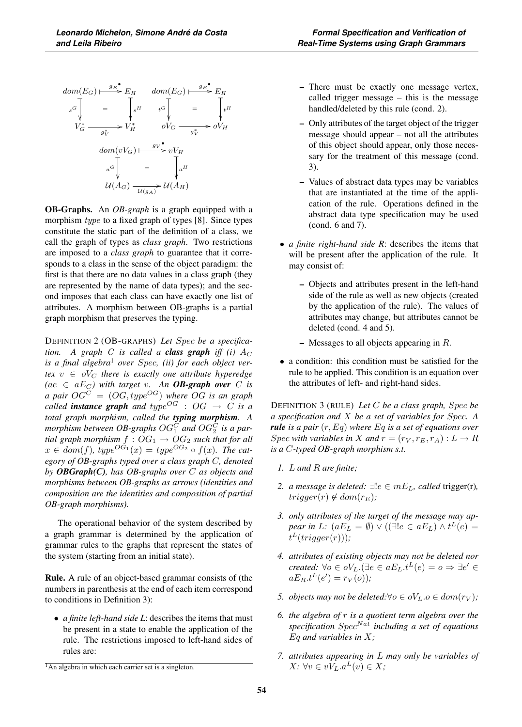$$
\begin{array}{ccc}
dom(E_G) & \xrightarrow{g_E^\bullet} & E_H \\
{\scriptstyle s^G}\downarrow & = & \downarrow{\scriptstyle s^H} \\
V_G^* & \xrightarrow[g_V^*]{} & V_H^*
\end{array}
\qquad
\begin{array}{ccc}
dom(E_G) & \xrightarrow{g_E^\bullet} & E_H \\
{\scriptstyle t^G}\downarrow & = & \downarrow{\scriptstyle t^H} \\
oV_G & \xrightarrow[g_V^*]{} & oV_H
\end{array}
$$

$$
\begin{array}{ccc}
dom(vV_G) & \xrightarrow{g_V^\bullet} & vV_H \\
{\scriptstyle a^G}\downarrow & = & \downarrow{\scriptstyle a^H} \\
\mathcal{U}(A_G) & \xrightarrow[\mathcal{U}(g_A)]{} & \mathcal{U}(A_H)
\end{array}
$$

**OB-Graphs.** An *OB-graph* is a graph equipped with a morphism *type* to a fixed graph of types [8]. Since types constitute the static part of the definition of a class, we call the graph of types as *class graph*. Two restrictions are imposed to a *class graph* to guarantee that it corresponds to a class in the sense of the object paradigm: the first is that there are no data values in a class graph (they are represented by the name of data types); and the second imposes that each class can have exactly one list of attributes. A morphism between OB-graphs is a partial graph morphism that preserves the typing.

DEFINITION 2 (OB-GRAPHS) *Let $Spec$ be a specification. A graph $C$ is called a **class graph** iff (i) $A_C$ is a final algebra*[1] *over $Spec$, (ii) for each object vertex $v \in oV_C$ there is exactly one attribute hyperedge ($ae \in aE_C$) with target $v$. An **OB-graph over** $C$ is a pair $OG^C = (OG, type^{OG})$ where $OG$ is an graph called **instance graph** and $type^{OG} : OG \to C$ is a total graph morphism, called the **typing morphism**. A morphism between OB-graphs $OG_1^C$ and $OG_2^C$ is a partial graph morphism $f : OG_1 \to OG_2$ such that for all $x \in dom(f)$, $type^{OG_1}(x) = type^{OG_2} \circ f(x)$. The category of OB-graphs typed over a class graph $C$, denoted by **OBGraph(C)**, has OB-graphs over $C$ as objects and morphisms between OB-graphs as arrows (identities and composition are the identities and composition of partial OB-graph morphisms).*

The operational behavior of the system described by a graph grammar is determined by the application of grammar rules to the graphs that represent the states of the system (starting from an initial state).

**Rule.** A rule of an object-based grammar consists of (the numbers in parenthesis at the end of each item correspond to conditions in Definition 3):

- *a finite left-hand side L*: describes the items that must be present in a state to enable the application of the rule. The restrictions imposed to left-hand sides of rules are:
  - There must be exactly one message vertex, called trigger message – this is the message handled/deleted by this rule (cond. 2).
  - Only attributes of the target object of the trigger message should appear – not all the attributes of this object should appear, only those necessary for the treatment of this message (cond. 3).
  - Values of abstract data types may be variables that are instantiated at the time of the application of the rule. Operations defined in the abstract data type specification may be used (cond. 6 and 7).
- *a finite right-hand side R*: describes the items that will be present after the application of the rule. It may consist of:
  - Objects and attributes present in the left-hand side of the rule as well as new objects (created by the application of the rule). The values of attributes may change, but attributes cannot be deleted (cond. 4 and 5).
  - Messages to all objects appearing in $R$.
- a condition: this condition must be satisfied for the rule to be applied. This condition is an equation over the attributes of left- and right-hand sides.

DEFINITION 3 (RULE) *Let $C$ be a class graph, $Spec$ be a specification and $X$ be a set of variables for $Spec$. A **rule** is a pair $(r, Eq)$ where $Eq$ is a set of equations over $Spec$ with variables in $X$ and $r = (r_V, r_E, r_A) : L \to R$ is a $C$-typed OB-graph morphism s.t.*

1. *$L$ and $R$ are finite;*
2. *a message is deleted: $\exists! e \in mE_L$, called* trigger(r)*, $trigger(r) \notin dom(r_E)$;*
3. *only attributes of the target of the message may appear in L: $(aE_L = \emptyset) \vee ((\exists! e \in aE_L) \wedge t^L(e) = t^L(trigger(r)))$;*
4. *attributes of existing objects may not be deleted nor created: $\forall o \in oV_L.(\exists e \in aE_L.t^L(e) = o \Rightarrow \exists e' \in aE_R.t^L(e') = r_V(o))$;*
5. *objects may not be deleted:$\forall o \in oV_L.o \in dom(r_V)$;*
6. *the algebra of $r$ is a quotient term algebra over the specification $Spec^{Nat}$ including a set of equations $Eq$ and variables in $X$;*
7. *attributes appearing in $L$ may only be variables of $X$: $\forall v \in vV_L.a^L(v) \in X$;*

[1] An algebra in which each carrier set is a singleton.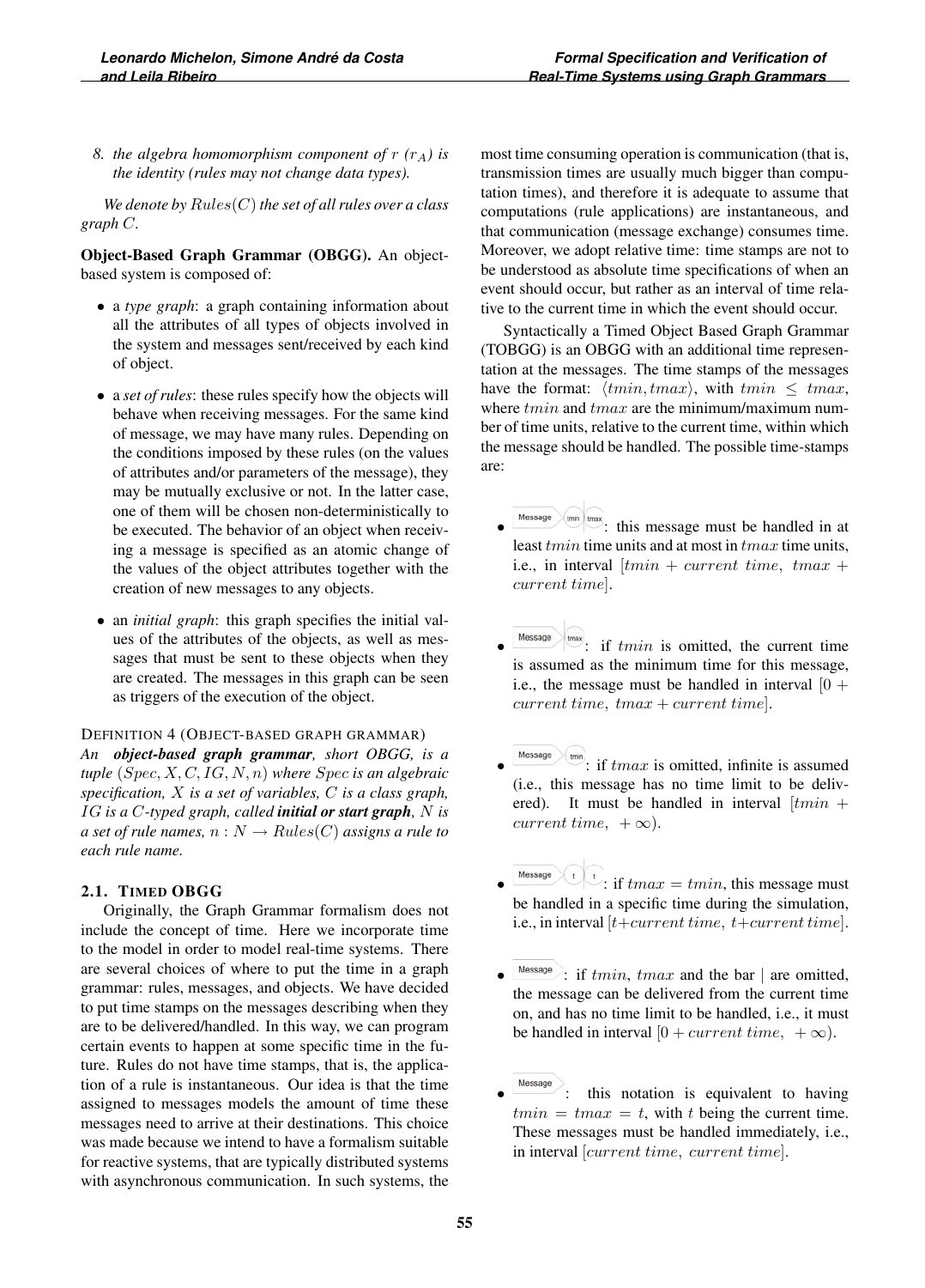8. *the algebra homomorphism component of $r$ ($r_A$) is the identity (rules may not change data types).*

*We denote by $Rules(C)$ the set of all rules over a class graph $C$.*

**Object-Based Graph Grammar (OBGG).** An object-based system is composed of:

- a *type graph*: a graph containing information about all the attributes of all types of objects involved in the system and messages sent/received by each kind of object.
- a *set of rules*: these rules specify how the objects will behave when receiving messages. For the same kind of message, we may have many rules. Depending on the conditions imposed by these rules (on the values of attributes and/or parameters of the message), they may be mutually exclusive or not. In the latter case, one of them will be chosen non-deterministically to be executed. The behavior of an object when receiving a message is specified as an atomic change of the values of the object attributes together with the creation of new messages to any objects.
- an *initial graph*: this graph specifies the initial values of the attributes of the objects, as well as messages that must be sent to these objects when they are created. The messages in this graph can be seen as triggers of the execution of the object.

DEFINITION 4 (OBJECT-BASED GRAPH GRAMMAR)
*An* ***object-based graph grammar****, short OBGG, is a tuple $(Spec, X, C, IG, N, n)$ where $Spec$ is an algebraic specification, $X$ is a set of variables, $C$ is a class graph, $IG$ is a $C$-typed graph, called* ***initial or start graph****, $N$ is a set of rule names, $n : N \to Rules(C)$ assigns a rule to each rule name.*

### 2.1. TIMED OBGG

Originally, the Graph Grammar formalism does not include the concept of time. Here we incorporate time to the model in order to model real-time systems. There are several choices of where to put the time in a graph grammar: rules, messages, and objects. We have decided to put time stamps on the messages describing when they are to be delivered/handled. In this way, we can program certain events to happen at some specific time in the future. Rules do not have time stamps, that is, the application of a rule is instantaneous. Our idea is that the time assigned to messages models the amount of time these messages need to arrive at their destinations. This choice was made because we intend to have a formalism suitable for reactive systems, that are typically distributed systems with asynchronous communication. In such systems, the most time consuming operation is communication (that is, transmission times are usually much bigger than computation times), and therefore it is adequate to assume that computations (rule applications) are instantaneous, and that communication (message exchange) consumes time. Moreover, we adopt relative time: time stamps are not to be understood as absolute time specifications of when an event should occur, but rather as an interval of time relative to the current time in which the event should occur.

Syntactically a Timed Object Based Graph Grammar (TOBGG) is an OBGG with an additional time representation at the messages. The time stamps of the messages have the format: $\langle tmin, tmax \rangle$, with $tmin \leq tmax$, where $tmin$ and $tmax$ are the minimum/maximum number of time units, relative to the current time, within which the message should be handled. The possible time-stamps are:

- Message | tmin | tmax: this message must be handled in at least $tmin$ time units and at most in $tmax$ time units, i.e., in interval $[tmin + current\ time,\ tmax + current\ time]$.
- Message | tmax: if $tmin$ is omitted, the current time is assumed as the minimum time for this message, i.e., the message must be handled in interval $[0 + current\ time,\ tmax + current\ time]$.
- Message tmin: if $tmax$ is omitted, infinite is assumed (i.e., this message has no time limit to be delivered). It must be handled in interval $[tmin + current\ time,\ +\infty)$.
- Message t | t: if $tmax = tmin$, this message must be handled in a specific time during the simulation, i.e., in interval $[t + current\ time,\ t + current\ time]$.
- Message: if $tmin$, $tmax$ and the bar | are omitted, the message can be delivered from the current time on, and has no time limit to be handled, i.e., it must be handled in interval $[0 + current\ time,\ +\infty)$.
- Message |: this notation is equivalent to having $tmin = tmax = t$, with $t$ being the current time. These messages must be handled immediately, i.e., in interval $[current\ time,\ current\ time]$.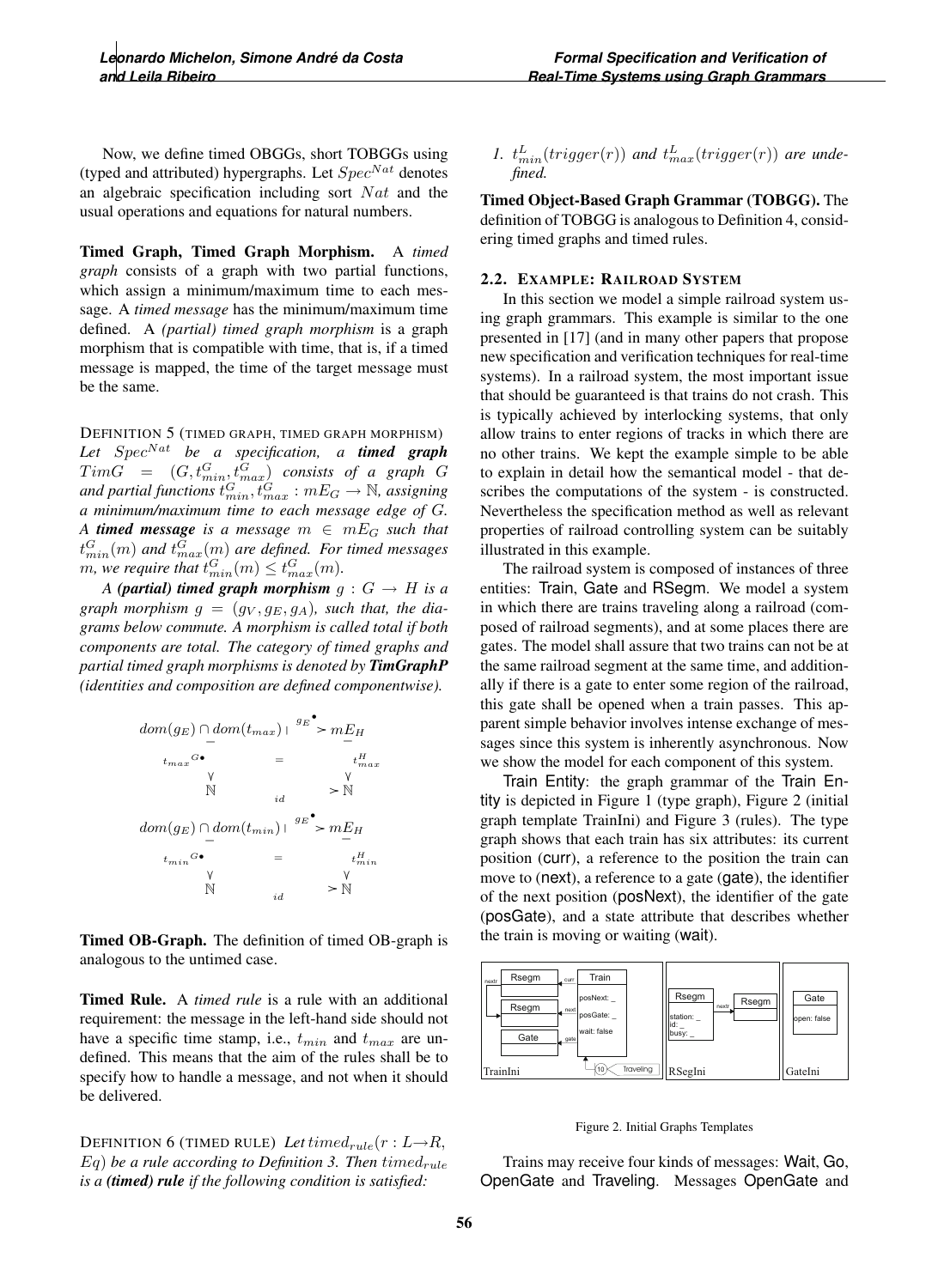Now, we define timed OBGGs, short TOBGGs using (typed and attributed) hypergraphs. Let $Spec^{Nat}$ denotes an algebraic specification including sort $Nat$ and the usual operations and equations for natural numbers.

**Timed Graph, Timed Graph Morphism.** A *timed graph* consists of a graph with two partial functions, which assign a minimum/maximum time to each message. A *timed message* has the minimum/maximum time defined. A *(partial) timed graph morphism* is a graph morphism that is compatible with time, that is, if a timed message is mapped, the time of the target message must be the same.

DEFINITION 5 (TIMED GRAPH, TIMED GRAPH MORPHISM) *Let $Spec^{Nat}$ be a specification, a **timed graph** $TimG = (G, t^G_{min}, t^G_{max})$ consists of a graph $G$ and partial functions $t^G_{min}, t^G_{max} : mE_G \to \mathbb{N}$, assigning a minimum/maximum time to each message edge of $G$. A **timed message** is a message $m \in mE_G$ such that $t^G_{min}(m)$ and $t^G_{max}(m)$ are defined. For timed messages $m$, we require that $t^G_{min}(m) \leq t^G_{max}(m)$.*

*A **(partial) timed graph morphism** $g : G \to H$ is a graph morphism $g = (g_V, g_E, g_A)$, such that, the diagrams below commute. A morphism is called total if both components are total. The category of timed graphs and partial timed graph morphisms is denoted by **TimGraphP** (identities and composition are defined componentwise).*

$$
\begin{array}{ccc}
dom(g_E) \cap dom(t_{max}) & \xrightarrow{g_E^\bullet} & mE_H \\
\downarrow {t_{max}}^{G\bullet} & = & \downarrow t^H_{max} \\
\mathbb{N} & \xrightarrow{id} & \mathbb{N}
\end{array}
$$

$$
\begin{array}{ccc}
dom(g_E) \cap dom(t_{min}) & \xrightarrow{g_E^\bullet} & mE_H \\
\downarrow {t_{min}}^{G\bullet} & = & \downarrow t^H_{min} \\
\mathbb{N} & \xrightarrow{id} & \mathbb{N}
\end{array}
$$

**Timed OB-Graph.** The definition of timed OB-graph is analogous to the untimed case.

**Timed Rule.** A *timed rule* is a rule with an additional requirement: the message in the left-hand side should not have a specific time stamp, i.e., $t_{min}$ and $t_{max}$ are undefined. This means that the aim of the rules shall be to specify how to handle a message, and not when it should be delivered.

DEFINITION 6 (TIMED RULE) *Let $timed_{rule}(r : L \to R, Eq)$ be a rule according to Definition 3. Then $timed_{rule}$ is a **(timed) rule** if the following condition is satisfied:*

1. *$t^L_{min}(trigger(r))$ and $t^L_{max}(trigger(r))$ are undefined.*

**Timed Object-Based Graph Grammar (TOBGG).** The definition of TOBGG is analogous to Definition 4, considering timed graphs and timed rules.

### 2.2. Example: Railroad System

In this section we model a simple railroad system using graph grammars. This example is similar to the one presented in [17] (and in many other papers that propose new specification and verification techniques for real-time systems). In a railroad system, the most important issue that should be guaranteed is that trains do not crash. This is typically achieved by interlocking systems, that only allow trains to enter regions of tracks in which there are no other trains. We kept the example simple to be able to explain in detail how the semantical model - that describes the computations of the system - is constructed. Nevertheless the specification method as well as relevant properties of railroad controlling system can be suitably illustrated in this example.

The railroad system is composed of instances of three entities: Train, Gate and RSegm. We model a system in which there are trains traveling along a railroad (composed of railroad segments), and at some places there are gates. The model shall assure that two trains can not be at the same railroad segment at the same time, and additionally if there is a gate to enter some region of the railroad, this gate shall be opened when a train passes. This apparent simple behavior involves intense exchange of messages since this system is inherently asynchronous. Now we show the model for each component of this system.

Train Entity: the graph grammar of the Train Entity is depicted in Figure 1 (type graph), Figure 2 (initial graph template TrainIni) and Figure 3 (rules). The type graph shows that each train has six attributes: its current position (curr), a reference to the position the train can move to (next), a reference to a gate (gate), the identifier of the next position (posNext), the identifier of the gate (posGate), and a state attribute that describes whether the train is moving or waiting (wait).

Figure 2. Initial Graphs Templates

Trains may receive four kinds of messages: Wait, Go, OpenGate and Traveling. Messages OpenGate and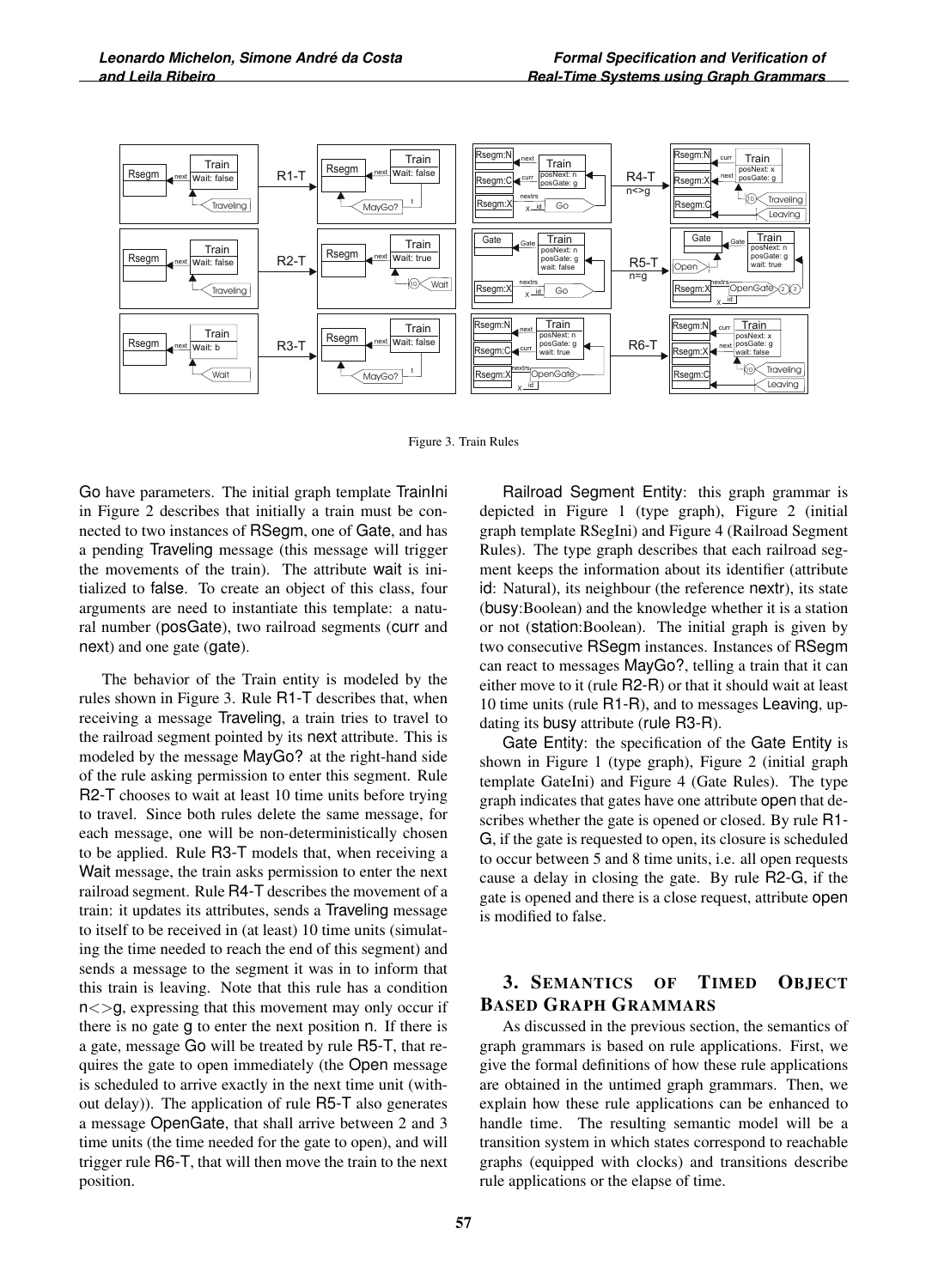Figure 3. Train Rules

Go have parameters. The initial graph template TrainIni in Figure 2 describes that initially a train must be connected to two instances of RSegm, one of Gate, and has a pending Traveling message (this message will trigger the movements of the train). The attribute wait is initialized to false. To create an object of this class, four arguments are need to instantiate this template: a natural number (posGate), two railroad segments (curr and next) and one gate (gate).

The behavior of the Train entity is modeled by the rules shown in Figure 3. Rule R1-T describes that, when receiving a message Traveling, a train tries to travel to the railroad segment pointed by its next attribute. This is modeled by the message MayGo? at the right-hand side of the rule asking permission to enter this segment. Rule R2-T chooses to wait at least 10 time units before trying to travel. Since both rules delete the same message, for each message, one will be non-deterministically chosen to be applied. Rule R3-T models that, when receiving a Wait message, the train asks permission to enter the next railroad segment. Rule R4-T describes the movement of a train: it updates its attributes, sends a Traveling message to itself to be received in (at least) 10 time units (simulating the time needed to reach the end of this segment) and sends a message to the segment it was in to inform that this train is leaving. Note that this rule has a condition n<>g, expressing that this movement may only occur if there is no gate g to enter the next position n. If there is a gate, message Go will be treated by rule R5-T, that requires the gate to open immediately (the Open message is scheduled to arrive exactly in the next time unit (without delay)). The application of rule R5-T also generates a message OpenGate, that shall arrive between 2 and 3 time units (the time needed for the gate to open), and will trigger rule R6-T, that will then move the train to the next position.

Railroad Segment Entity: this graph grammar is depicted in Figure 1 (type graph), Figure 2 (initial graph template RSegIni) and Figure 4 (Railroad Segment Rules). The type graph describes that each railroad segment keeps the information about its identifier (attribute id: Natural), its neighbour (the reference nextr), its state (busy:Boolean) and the knowledge whether it is a station or not (station:Boolean). The initial graph is given by two consecutive RSegm instances. Instances of RSegm can react to messages MayGo?, telling a train that it can either move to it (rule R2-R) or that it should wait at least 10 time units (rule R1-R), and to messages Leaving, updating its busy attribute (rule R3-R).

Gate Entity: the specification of the Gate Entity is shown in Figure 1 (type graph), Figure 2 (initial graph template GateIni) and Figure 4 (Gate Rules). The type graph indicates that gates have one attribute open that describes whether the gate is opened or closed. By rule R1-G, if the gate is requested to open, its closure is scheduled to occur between 5 and 8 time units, i.e. all open requests cause a delay in closing the gate. By rule R2-G, if the gate is opened and there is a close request, attribute open is modified to false.

## 3. Semantics of Timed Object Based Graph Grammars

As discussed in the previous section, the semantics of graph grammars is based on rule applications. First, we give the formal definitions of how these rule applications are obtained in the untimed graph grammars. Then, we explain how these rule applications can be enhanced to handle time. The resulting semantic model will be a transition system in which states correspond to reachable graphs (equipped with clocks) and transitions describe rule applications or the elapse of time.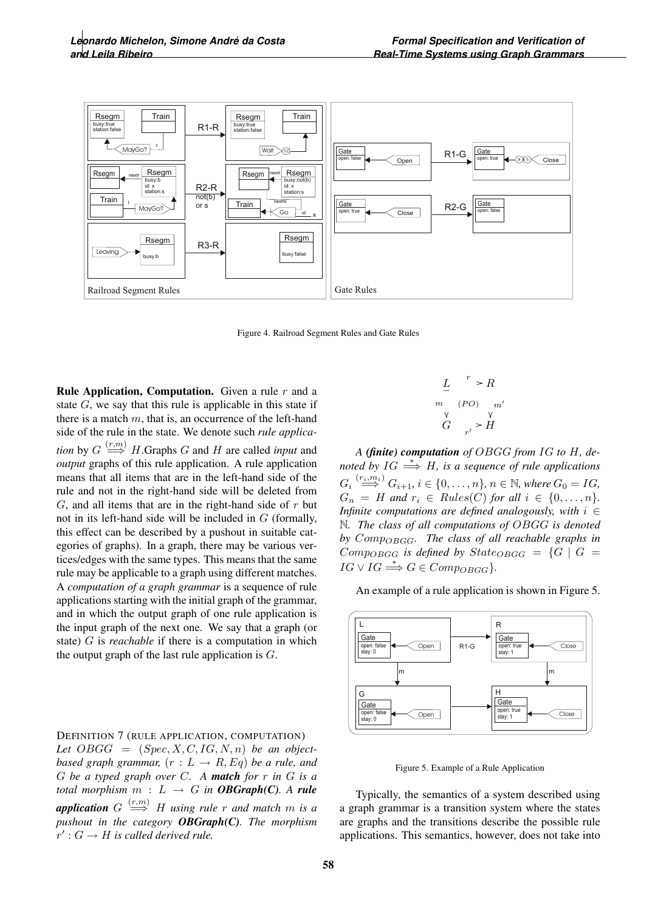Figure 4. Railroad Segment Rules and Gate Rules

**Rule Application, Computation.** Given a rule $r$ and a state $G$, we say that this rule is applicable in this state if there is a match $m$, that is, an occurrence of the left-hand side of the rule in the state. We denote such *rule application* by $G \overset{(r,m)}{\Longrightarrow} H$. Graphs $G$ and $H$ are called *input* and *output* graphs of this rule application. A rule application means that all items that are in the left-hand side of the rule and not in the right-hand side will be deleted from $G$, and all items that are in the right-hand side of $r$ but not in its left-hand side will be included in $G$ (formally, this effect can be described by a pushout in suitable categories of graphs). In a graph, there may be various vertices/edges with the same types. This means that the same rule may be applicable to a graph using different matches. A *computation of a graph grammar* is a sequence of rule applications starting with the initial graph of the grammar, and in which the output graph of one rule application is the input graph of the next one. We say that a graph (or state) $G$ is *reachable* if there is a computation in which the output graph of the last rule application is $G$.

DEFINITION 7 (RULE APPLICATION, COMPUTATION)
*Let $OBGG = (Spec, X, C, IG, N, n)$ be an object-based graph grammar, $(r : L \to R, Eq)$ be a rule, and $G$ be a typed graph over $C$. A **match** for $r$ in $G$ is a total morphism $m : L \to G$ in **OBGraph(C)**. A **rule application** $G \overset{(r,m)}{\Longrightarrow} H$ using rule $r$ and match $m$ is a pushout in the category **OBGraph(C)**. The morphism $r' : G \to H$ is called derived rule.*

$$
\begin{array}{ccc}
L & \xrightarrow{r} & R \\
{\scriptstyle m}\downarrow & (PO) & \downarrow{\scriptstyle m'} \\
G & \xrightarrow[r']{} & H
\end{array}
$$

*A **(finite) computation** of $OBGG$ from $IG$ to $H$, denoted by $IG \overset{*}{\Longrightarrow} H$, is a sequence of rule applications $G_i \overset{(r_i,m_i)}{\Longrightarrow} G_{i+1}$, $i \in \{0, \ldots, n\}$, $n \in \mathbb{N}$, where $G_0 = IG$, $G_n = H$ and $r_i \in Rules(C)$ for all $i \in \{0, \ldots, n\}$. Infinite computations are defined analogously, with $i \in \mathbb{N}$. The class of all computations of $OBGG$ is denoted by $Comp_{OBGG}$. The class of all reachable graphs in $Comp_{OBGG}$ is defined by $State_{OBGG} = \{G \mid G = IG \vee IG \overset{*}{\Longrightarrow} G \in Comp_{OBGG}\}$.*

An example of a rule application is shown in Figure 5.

Figure 5. Example of a Rule Application

Typically, the semantics of a system described using a graph grammar is a transition system where the states are graphs and the transitions describe the possible rule applications. This semantics, however, does not take into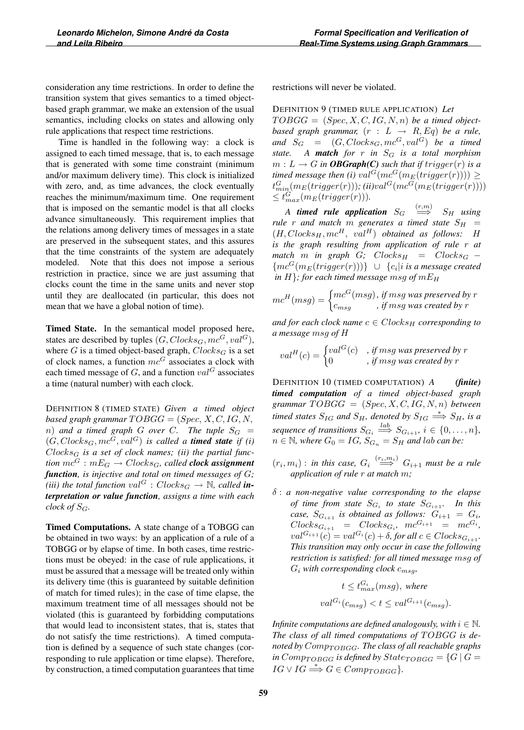consideration any time restrictions. In order to define the transition system that gives semantics to a timed object-based graph grammar, we make an extension of the usual semantics, including clocks on states and allowing only rule applications that respect time restrictions.

Time is handled in the following way: a clock is assigned to each timed message, that is, to each message that is generated with some time constraint (minimum and/or maximum delivery time). This clock is initialized with zero, and, as time advances, the clock eventually reaches the minimum/maximum time. One requirement that is imposed on the semantic model is that all clocks advance simultaneously. This requirement implies that the relations among delivery times of messages in a state are preserved in the subsequent states, and this assures that the time constraints of the system are adequately modeled. Note that this does not impose a serious restriction in practice, since we are just assuming that clocks count the time in the same units and never stop until they are deallocated (in particular, this does not mean that we have a global notion of time).

**Timed State.** In the semantical model proposed here, states are described by tuples $(G, Clocks_G, mc^G, val^G)$, where $G$ is a timed object-based graph, $Clocks_G$ is a set of clock names, a function $mc^G$ associates a clock with each timed message of $G$, and a function $val^G$ associates a time (natural number) with each clock.

Definition 8 (Timed State) *Given a timed object based graph grammar $TOBGG = (Spec, X, C, IG, N, n)$ and a timed graph $G$ over $C$. The tuple $S_G = (G, Clocks_G, mc^G, val^G)$ is called a **timed state** if (i) $Clocks_G$ is a set of clock names; (ii) the partial function $mc^G : mE_G \to Clocks_G$, called **clock assignment function**, is injective and total on timed messages of $G$; (iii) the total function $val^G : Clocks_G \to \mathbb{N}$, called **interpretation or value function**, assigns a time with each clock of $S_G$.*

**Timed Computations.** A state change of a TOBGG can be obtained in two ways: by an application of a rule of a TOBGG or by elapse of time. In both cases, time restrictions must be obeyed: in the case of rule applications, it must be assured that a message will be treated only within its delivery time (this is guaranteed by suitable definition of match for timed rules); in the case of time elapse, the maximum treatment time of all messages should not be violated (this is guaranteed by forbidding computations that would lead to inconsistent states, that is, states that do not satisfy the time restrictions). A timed computation is defined by a sequence of such state changes (corresponding to rule application or time elapse). Therefore, by construction, a timed computation guarantees that time restrictions will never be violated.

Definition 9 (Timed Rule Application) *Let $TOBGG = (Spec, X, C, IG, N, n)$ be a timed object-based graph grammar, $(r : L \to R, Eq)$ be a rule, and $S_G = (G, Clocks_G, mc^G, val^G)$ be a timed state. A **match** for $r$ in $S_G$ is a total morphism $m : L \to G$ in **OBGraph(C)** such that if $trigger(r)$ is a timed message then (i) $val^G(mc^G(m_E(trigger(r)))) \geq t^G_{min}(m_E(trigger(r)))$; (ii) $val^G(mc^G(m_E(trigger(r)))) \leq t^G_{max}(m_E(trigger(r)))$.*

*A **timed rule application** $S_G \overset{(r,m)}{\Longrightarrow} S_H$ using rule $r$ and match $m$ generates a timed state $S_H = (H, Clocks_H, mc^H, val^H)$ obtained as follows: $H$ is the graph resulting from application of rule $r$ at match $m$ in graph $G$; $Clocks_H = Clocks_G - \{mc^G(m_E(trigger(r)))\} \cup \{c_i | i \text{ is a message created in } H\}$; for each timed message $msg$ of $mE_H$*

$$mc^H(msg) = \begin{cases} mc^G(msg) & \text{, if } msg \text{ was preserved by } r \\ c_{msg} & \text{, if } msg \text{ was created by } r \end{cases}$$

*and for each clock name $c \in Clocks_H$ corresponding to a message $msg$ of $H$*

$$val^H(c) = \begin{cases} val^G(c) & \text{, if } msg \text{ was preserved by } r \\ 0 & \text{, if } msg \text{ was created by } r \end{cases}$$

Definition 10 (Timed Computation) *A **(finite) timed computation** of a timed object-based graph grammar $TOBGG = (Spec, X, C, IG, N, n)$ between timed states $S_{IG}$ and $S_H$, denoted by $S_{IG} \overset{*}{\Longrightarrow} S_H$, is a sequence of transitions $S_{G_i} \overset{lab}{\Longrightarrow} S_{G_{i+1}}$, $i \in \{0, \ldots, n\}$, $n \in \mathbb{N}$, where $G_0 = IG$, $S_{G_n} = S_H$ and $lab$ can be:*

- *$(r_i, m_i)$ : in this case, $G_i \overset{(r_i,m_i)}{\Longrightarrow} G_{i+1}$ must be a rule application of rule $r$ at match $m$;*
- *$\delta$ : a non-negative value corresponding to the elapse of time from state $S_{G_i}$ to state $S_{G_{i+1}}$. In this case, $S_{G_{i+1}}$ is obtained as follows: $G_{i+1} = G_i$, $Clocks_{G_{i+1}} = Clocks_{G_i}$, $mc^{G_{i+1}} = mc^{G_i}$, $val^{G_{i+1}}(c) = val^{G_i}(c) + \delta$, for all $c \in Clocks_{G_{i+1}}$. This transition may only occur in case the following restriction is satisfied: for all timed message $msg$ of $G_i$ with corresponding clock $c_{msg}$,*

$$t \leq t^{G_i}_{max}(msg), \text{ where}$$
$$val^{G_i}(c_{msg}) < t \leq val^{G_{i+1}}(c_{msg}).$$

*Infinite computations are defined analogously, with $i \in \mathbb{N}$. The class of all timed computations of $TOBGG$ is denoted by $Comp_{TOBGG}$. The class of all reachable graphs in $Comp_{TOBGG}$ is defined by $State_{TOBGG} = \{G \mid G = IG \vee IG \overset{*}{\Longrightarrow} G \in Comp_{TOBGG}\}$.*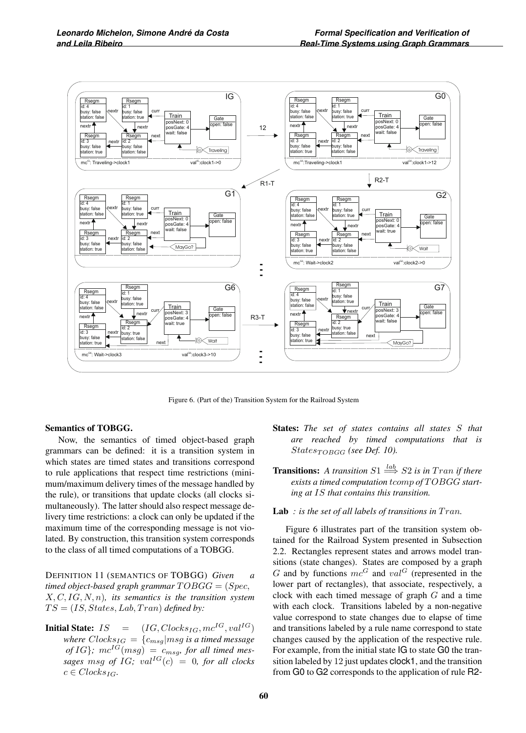Figure 6. (Part of the) Transition System for the Railroad System

**Semantics of TOBGG.**

Now, the semantics of timed object-based graph grammars can be defined: it is a transition system in which states are timed states and transitions correspond to rule applications that respect time restrictions (minimum/maximum delivery times of the message handled by the rule), or transitions that update clocks (all clocks simultaneously). The latter should also respect message delivery time restrictions: a clock can only be updated if the maximum time of the corresponding message is not violated. By construction, this transition system corresponds to the class of all timed computations of a TOBGG.

DEFINITION 11 (SEMANTICS OF TOBGG) *Given a timed object-based graph grammar $TOBGG = (Spec, X, C, IG, N, n)$, its semantics is the transition system $TS = (IS, States, Lab, Tran)$ defined by:*

**Initial State:** $IS = (IG, Clocks_{IG}, mc^{IG}, val^{IG})$ *where $Clocks_{IG} = \{c_{msg} | msg$ is a timed message of $IG\}$; $mc^{IG}(msg) = c_{msg}$, for all timed messages $msg$ of $IG$; $val^{IG}(c) = 0$, for all clocks $c \in Clocks_{IG}$.*

**States:** *The set of states contains all states $S$ that are reached by timed computations that is $States_{TOBGG}$ (see Def. 10).*

**Transitions:** *A transition $S1 \overset{lab}{\Longrightarrow} S2$ is in $Tran$ if there exists a timed computation $tcomp$ of $TOBGG$ starting at $IS$ that contains this transition.*

**Lab** *: is the set of all labels of transitions in $Tran$.*

Figure 6 illustrates part of the transition system obtained for the Railroad System presented in Subsection 2.2. Rectangles represent states and arrows model transitions (state changes). States are composed by a graph $G$ and by functions $mc^G$ and $val^G$ (represented in the lower part of rectangles), that associate, respectively, a clock with each timed message of graph $G$ and a time with each clock. Transitions labeled by a non-negative value correspond to state changes due to elapse of time and transitions labeled by a rule name correspond to state changes caused by the application of the respective rule. For example, from the initial state IG to state G0 the transition labeled by 12 just updates clock1, and the transition from G0 to G2 corresponds to the application of rule R2-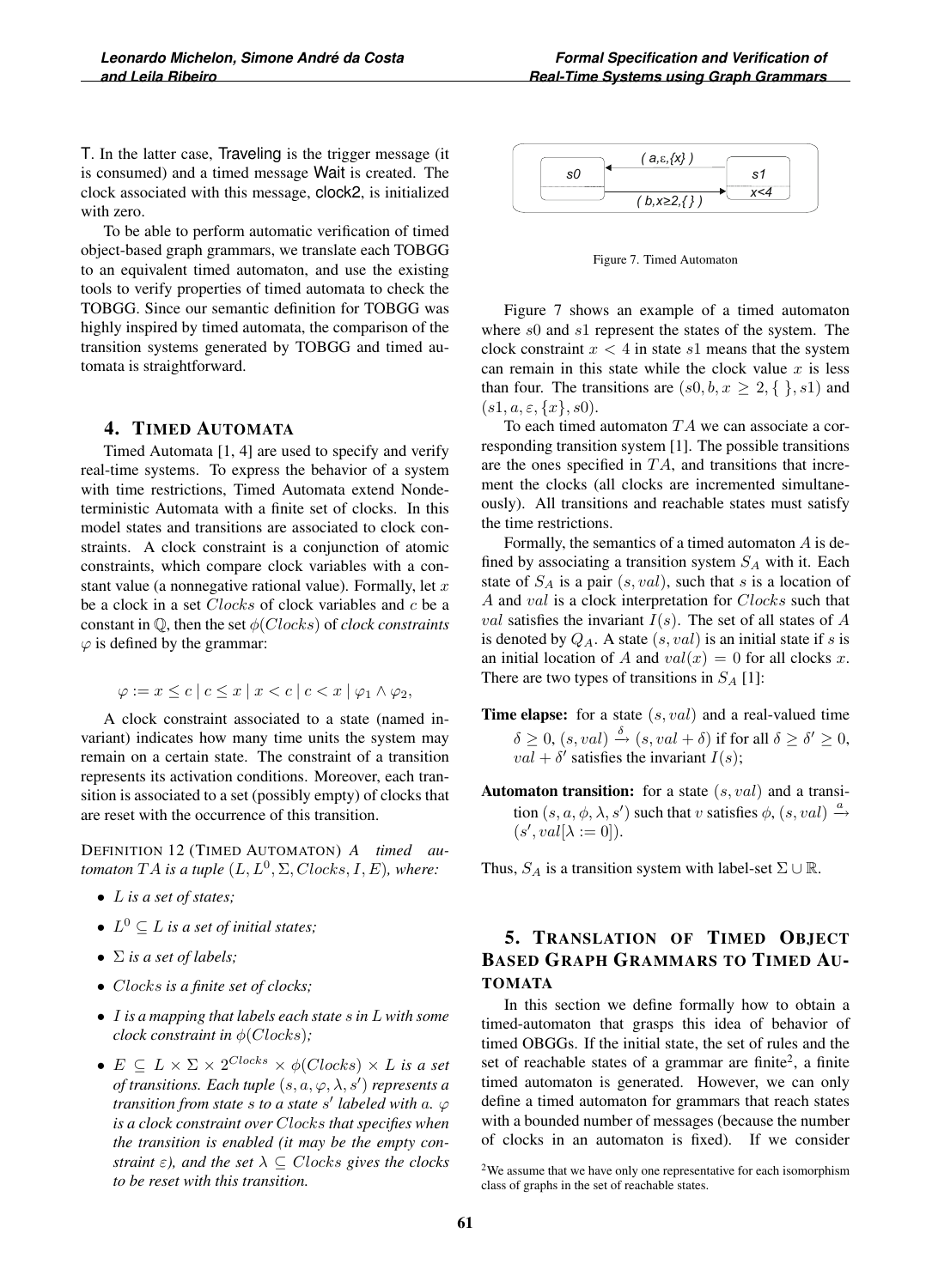T. In the latter case, Traveling is the trigger message (it is consumed) and a timed message Wait is created. The clock associated with this message, clock2, is initialized with zero.

To be able to perform automatic verification of timed object-based graph grammars, we translate each TOBGG to an equivalent timed automaton, and use the existing tools to verify properties of timed automata to check the TOBGG. Since our semantic definition for TOBGG was highly inspired by timed automata, the comparison of the transition systems generated by TOBGG and timed automata is straightforward.

## 4. Timed Automata

Timed Automata [1, 4] are used to specify and verify real-time systems. To express the behavior of a system with time restrictions, Timed Automata extend Nondeterministic Automata with a finite set of clocks. In this model states and transitions are associated to clock constraints. A clock constraint is a conjunction of atomic constraints, which compare clock variables with a constant value (a nonnegative rational value). Formally, let $x$ be a clock in a set $Clocks$ of clock variables and $c$ be a constant in $\mathbb{Q}$, then the set $\phi(Clocks)$ of *clock constraints* $\varphi$ is defined by the grammar:

$$\varphi := x \leq c \mid c \leq x \mid x < c \mid c < x \mid \varphi_1 \wedge \varphi_2,$$

A clock constraint associated to a state (named invariant) indicates how many time units the system may remain on a certain state. The constraint of a transition represents its activation conditions. Moreover, each transition is associated to a set (possibly empty) of clocks that are reset with the occurrence of this transition.

DEFINITION 12 (TIMED AUTOMATON) *A timed automaton $TA$ is a tuple $(L, L^0, \Sigma, Clocks, I, E)$, where:*

- *$L$ is a set of states;*
- *$L^0 \subseteq L$ is a set of initial states;*
- *$\Sigma$ is a set of labels;*
- *$Clocks$ is a finite set of clocks;*
- *$I$ is a mapping that labels each state $s$ in $L$ with some clock constraint in $\phi(Clocks)$;*
- *$E \subseteq L \times \Sigma \times 2^{Clocks} \times \phi(Clocks) \times L$ is a set of transitions. Each tuple $(s, a, \varphi, \lambda, s')$ represents a transition from state $s$ to a state $s'$ labeled with $a$. $\varphi$ is a clock constraint over $Clocks$ that specifies when the transition is enabled (it may be the empty constraint $\varepsilon$), and the set $\lambda \subseteq Clocks$ gives the clocks to be reset with this transition.*

( a,ε,{x} )
s0
s1
x<4
( b,x≥2,{ } )

Figure 7. Timed Automaton

Figure 7 shows an example of a timed automaton where $s0$ and $s1$ represent the states of the system. The clock constraint $x < 4$ in state $s1$ means that the system can remain in this state while the clock value $x$ is less than four. The transitions are $(s0, b, x \geq 2, \{\ \}, s1)$ and $(s1, a, \varepsilon, \{x\}, s0)$.

To each timed automaton $TA$ we can associate a corresponding transition system [1]. The possible transitions are the ones specified in $TA$, and transitions that increment the clocks (all clocks are incremented simultaneously). All transitions and reachable states must satisfy the time restrictions.

Formally, the semantics of a timed automaton $A$ is defined by associating a transition system $S_A$ with it. Each state of $S_A$ is a pair $(s, val)$, such that $s$ is a location of $A$ and $val$ is a clock interpretation for $Clocks$ such that $val$ satisfies the invariant $I(s)$. The set of all states of $A$ is denoted by $Q_A$. A state $(s, val)$ is an initial state if $s$ is an initial location of $A$ and $val(x) = 0$ for all clocks $x$. There are two types of transitions in $S_A$ [1]:

**Time elapse:** for a state $(s, val)$ and a real-valued time $\delta \geq 0$, $(s, val) \xrightarrow{\delta} (s, val + \delta)$ if for all $\delta \geq \delta' \geq 0$, $val + \delta'$ satisfies the invariant $I(s)$;

**Automaton transition:** for a state $(s, val)$ and a transition $(s, a, \phi, \lambda, s')$ such that $v$ satisfies $\phi$, $(s, val) \xrightarrow{a} (s', val[\lambda := 0])$.

Thus, $S_A$ is a transition system with label-set $\Sigma \cup \mathbb{R}$.

## 5. Translation of Timed Object Based Graph Grammars to Timed Automata

In this section we define formally how to obtain a timed-automaton that grasps this idea of behavior of timed OBGGs. If the initial state, the set of rules and the set of reachable states of a grammar are finite[2], a finite timed automaton is generated. However, we can only define a timed automaton for grammars that reach states with a bounded number of messages (because the number of clocks in an automaton is fixed). If we consider

[2] We assume that we have only one representative for each isomorphism class of graphs in the set of reachable states.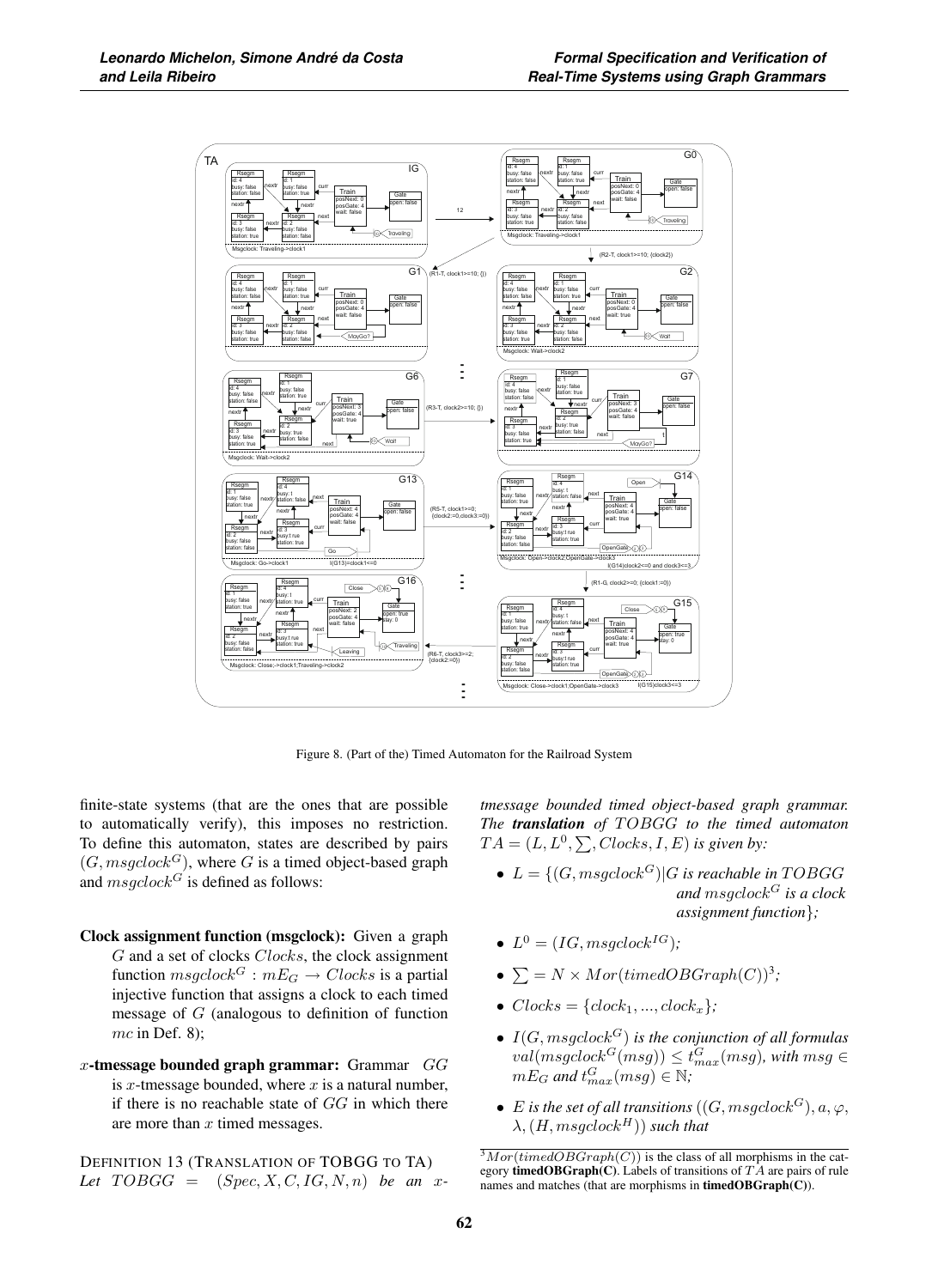Figure 8. (Part of the) Timed Automaton for the Railroad System

finite-state systems (that are the ones that are possible to automatically verify), this imposes no restriction. To define this automaton, states are described by pairs $(G, msgclock^G)$, where $G$ is a timed object-based graph and $msgclock^G$ is defined as follows:

**Clock assignment function (msgclock):** Given a graph $G$ and a set of clocks $Clocks$, the clock assignment function $msgclock^G : mE_G \rightarrow Clocks$ is a partial injective function that assigns a clock to each timed message of $G$ (analogous to definition of function $mc$ in Def. 8);

**$x$-tmessage bounded graph grammar:** Grammar $GG$ is $x$-tmessage bounded, where $x$ is a natural number, if there is no reachable state of $GG$ in which there are more than $x$ timed messages.

DEFINITION 13 (TRANSLATION OF TOBGG TO TA) *Let $TOBGG = (Spec, X, C, IG, N, n)$ be an $x$-tmessage bounded timed object-based graph grammar. The **translation** of $TOBGG$ to the timed automaton $TA = (L, L^0, \sum, Clocks, I, E)$ is given by:*

- $L = \{(G, msgclock^G) | G$ *is reachable in* $TOBGG$ *and* $msgclock^G$ *is a clock assignment function*$\}$*;*
- $L^0 = (IG, msgclock^{IG})$*;*
- $\sum = N \times Mor(timedOBGraph(C))^3$*;*
- $Clocks = \{clock_1, ..., clock_x\}$*;*
- $I(G, msgclock^G)$ *is the conjunction of all formulas* $val(msgclock^G(msg)) \leq t^G_{max}(msg)$*, with* $msg \in mE_G$ *and* $t^G_{max}(msg) \in \mathbb{N}$*;*
- $E$ *is the set of all transitions* $((G, msgclock^G), a, \varphi, \lambda, (H, msgclock^H))$ *such that*

[3] $Mor(timedOBGraph(C))$ is the class of all morphisms in the category **timedOBGraph(C)**. Labels of transitions of $TA$ are pairs of rule names and matches (that are morphisms in **timedOBGraph(C)**).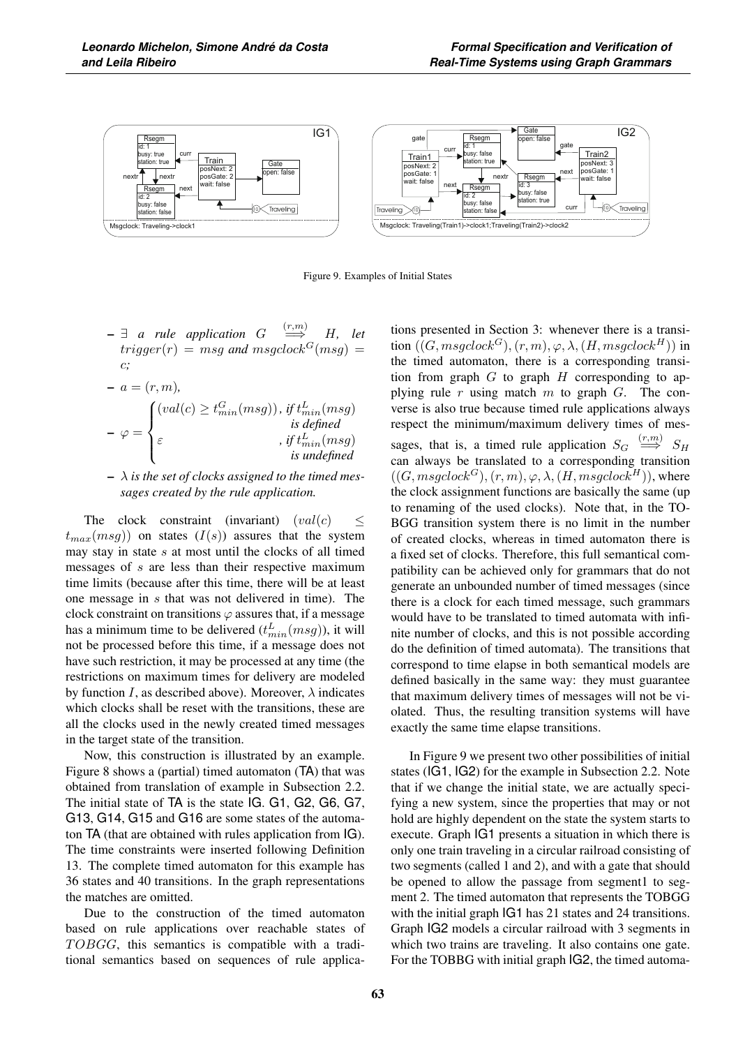Figure 9. Examples of Initial States

– $\exists$ *a rule application* $G \overset{(r,m)}{\Longrightarrow} H$*, let* $trigger(r) = msg$ *and* $msgclock^G(msg) = c$*;*

– $a = (r, m)$*,*

– $\varphi = \begin{cases} (val(c) \geq t^G_{min}(msg)), \text{ if } t^L_{min}(msg) \text{ is defined} \\ \varepsilon \text{, if } t^L_{min}(msg) \text{ is undefined} \end{cases}$

– $\lambda$ *is the set of clocks assigned to the timed messages created by the rule application.*

The clock constraint (invariant) $(val(c) \leq t_{max}(msg))$ on states $(I(s))$ assures that the system may stay in state $s$ at most until the clocks of all timed messages of $s$ are less than their respective maximum time limits (because after this time, there will be at least one message in $s$ that was not delivered in time). The clock constraint on transitions $\varphi$ assures that, if a message has a minimum time to be delivered $(t^L_{min}(msg))$, it will not be processed before this time, if a message does not have such restriction, it may be processed at any time (the restrictions on maximum times for delivery are modeled by function $I$, as described above). Moreover, $\lambda$ indicates which clocks shall be reset with the transitions, these are all the clocks used in the newly created timed messages in the target state of the transition.

Now, this construction is illustrated by an example. Figure 8 shows a (partial) timed automaton (TA) that was obtained from translation of example in Subsection 2.2. The initial state of TA is the state IG. G1, G2, G6, G7, G13, G14, G15 and G16 are some states of the automaton TA (that are obtained with rules application from IG). The time constraints were inserted following Definition 13. The complete timed automaton for this example has 36 states and 40 transitions. In the graph representations the matches are omitted.

Due to the construction of the timed automaton based on rule applications over reachable states of $TOBGG$, this semantics is compatible with a traditional semantics based on sequences of rule applications presented in Section 3: whenever there is a transition $((G, msgclock^G), (r, m), \varphi, \lambda, (H, msgclock^H))$ in the timed automaton, there is a corresponding transition from graph $G$ to graph $H$ corresponding to applying rule $r$ using match $m$ to graph $G$. The converse is also true because timed rule applications always respect the minimum/maximum delivery times of messages, that is, a timed rule application $S_G \overset{(r,m)}{\Longrightarrow} S_H$ can always be translated to a corresponding transition $((G, msgclock^G), (r, m), \varphi, \lambda, (H, msgclock^H))$, where the clock assignment functions are basically the same (up to renaming of the used clocks). Note that, in the TOBGG transition system there is no limit in the number of created clocks, whereas in timed automaton there is a fixed set of clocks. Therefore, this full semantical compatibility can be achieved only for grammars that do not generate an unbounded number of timed messages (since there is a clock for each timed message, such grammars would have to be translated to timed automata with infinite number of clocks, and this is not possible according do the definition of timed automata). The transitions that correspond to time elapse in both semantical models are defined basically in the same way: they must guarantee that maximum delivery times of messages will not be violated. Thus, the resulting transition systems will have exactly the same time elapse transitions.

In Figure 9 we present two other possibilities of initial states (IG1, IG2) for the example in Subsection 2.2. Note that if we change the initial state, we are actually specifying a new system, since the properties that may or not hold are highly dependent on the state the system starts to execute. Graph IG1 presents a situation in which there is only one train traveling in a circular railroad consisting of two segments (called 1 and 2), and with a gate that should be opened to allow the passage from segment1 to segment 2. The timed automaton that represents the TOBGG with the initial graph IG1 has 21 states and 24 transitions. Graph IG2 models a circular railroad with 3 segments in which two trains are traveling. It also contains one gate. For the TOBBG with initial graph IG2, the timed automa-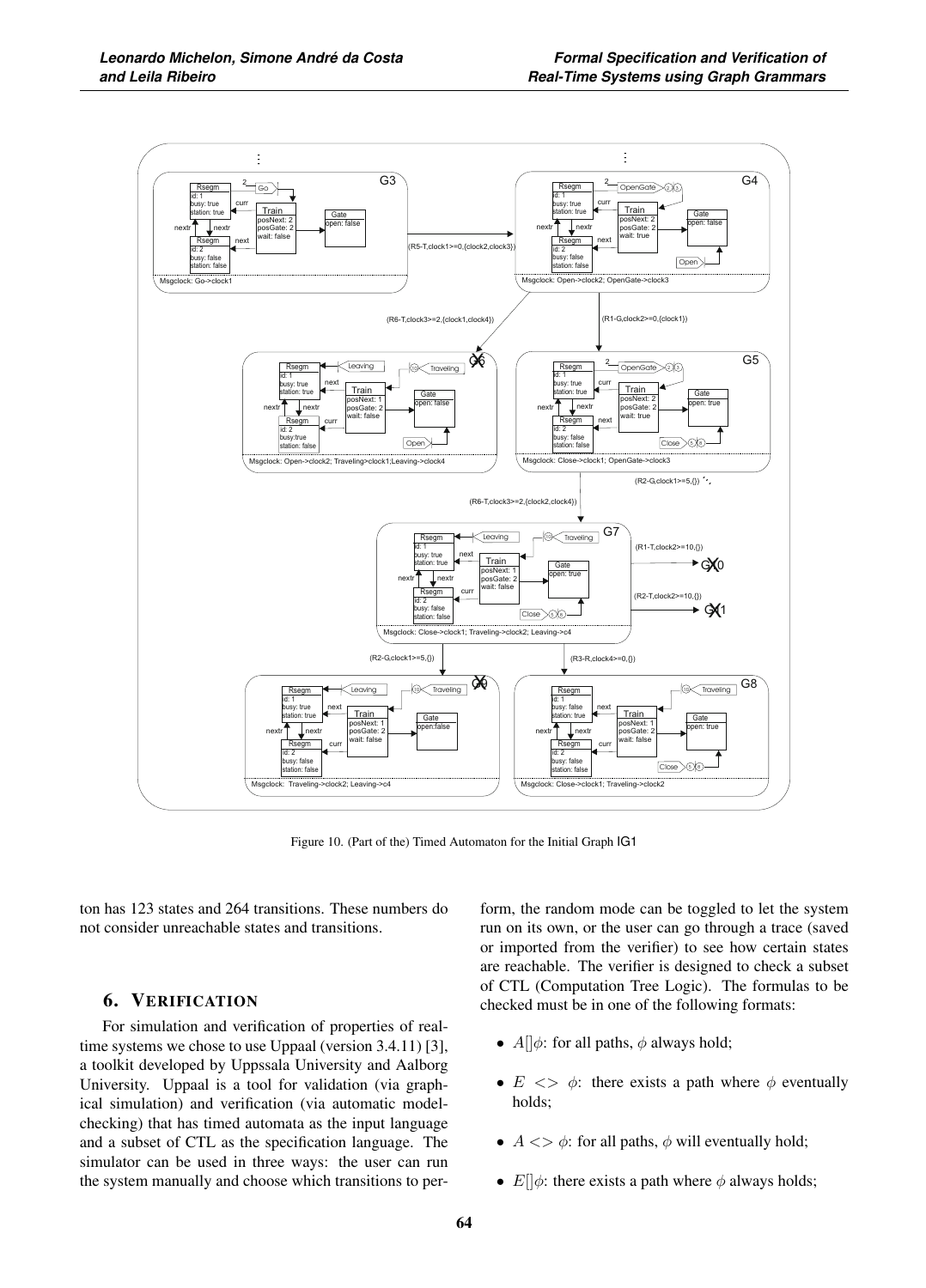Figure 10. (Part of the) Timed Automaton for the Initial Graph IG1

ton has 123 states and 264 transitions. These numbers do not consider unreachable states and transitions.

## 6. VERIFICATION

For simulation and verification of properties of real-time systems we chose to use Uppaal (version 3.4.11) [3], a toolkit developed by Uppsala University and Aalborg University. Uppaal is a tool for validation (via graphical simulation) and verification (via automatic model-checking) that has timed automata as the input language and a subset of CTL as the specification language. The simulator can be used in three ways: the user can run the system manually and choose which transitions to perform, the random mode can be toggled to let the system run on its own, or the user can go through a trace (saved or imported from the verifier) to see how certain states are reachable. The verifier is designed to check a subset of CTL (Computation Tree Logic). The formulas to be checked must be in one of the following formats:

- $A[]\phi$: for all paths, $\phi$ always hold;
- $E <> \phi$: there exists a path where $\phi$ eventually holds;
- $A <> \phi$: for all paths, $\phi$ will eventually hold;
- $E[]\phi$: there exists a path where $\phi$ always holds;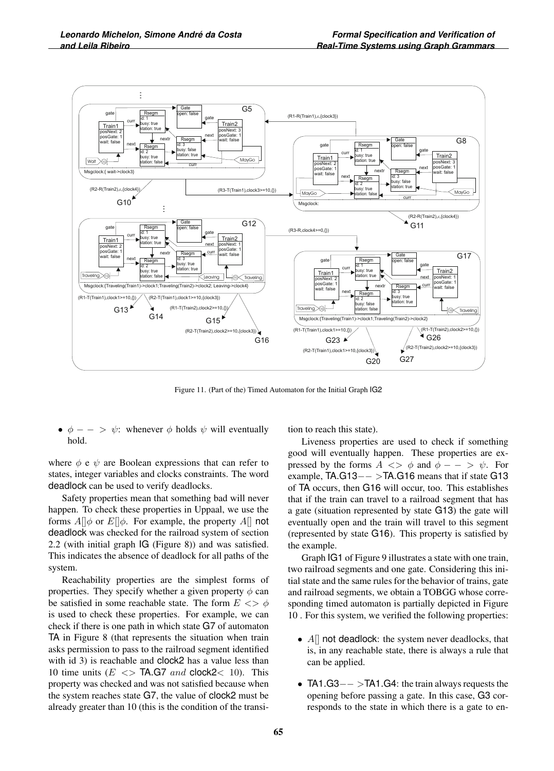Figure 11. (Part of the) Timed Automaton for the Initial Graph IG2

- $\phi --> \psi$: whenever $\phi$ holds $\psi$ will eventually hold.

where $\phi$ e $\psi$ are Boolean expressions that can refer to states, integer variables and clocks constraints. The word deadlock can be used to verify deadlocks.

Safety properties mean that something bad will never happen. To check these properties in Uppaal, we use the forms $A[]\phi$ or $E[]\phi$. For example, the property $A[]$ not deadlock was checked for the railroad system of section 2.2 (with initial graph IG (Figure 8)) and was satisfied. This indicates the absence of deadlock for all paths of the system.

Reachability properties are the simplest forms of properties. They specify whether a given property $\phi$ can be satisfied in some reachable state. The form $E <> \phi$ is used to check these properties. For example, we can check if there is one path in which state G7 of automaton TA in Figure 8 (that represents the situation when train asks permission to pass to the railroad segment identified with id 3) is reachable and clock2 has a value less than 10 time units ($E <>$ TA.G7 $and$ clock2$<$ 10). This property was checked and was not satisfied because when the system reaches state G7, the value of clock2 must be already greater than 10 (this is the condition of the transition to reach this state).

Liveness properties are used to check if something good will eventually happen. These properties are expressed by the forms $A <> \phi$ and $\phi --> \psi$. For example, TA.G13$-->$TA.G16 means that if state G13 of TA occurs, then G16 will occur, too. This establishes that if the train can travel to a railroad segment that has a gate (situation represented by state G13) the gate will eventually open and the train will travel to this segment (represented by state G16). This property is satisfied by the example.

Graph IG1 of Figure 9 illustrates a state with one train, two railroad segments and one gate. Considering this initial state and the same rules for the behavior of trains, gate and railroad segments, we obtain a TOBGG whose corresponding timed automaton is partially depicted in Figure 10 . For this system, we verified the following properties:

- $A[]$ not deadlock: the system never deadlocks, that is, in any reachable state, there is always a rule that can be applied.
- TA1.G3$-->$TA1.G4: the train always requests the opening before passing a gate. In this case, G3 corresponds to the state in which there is a gate to en-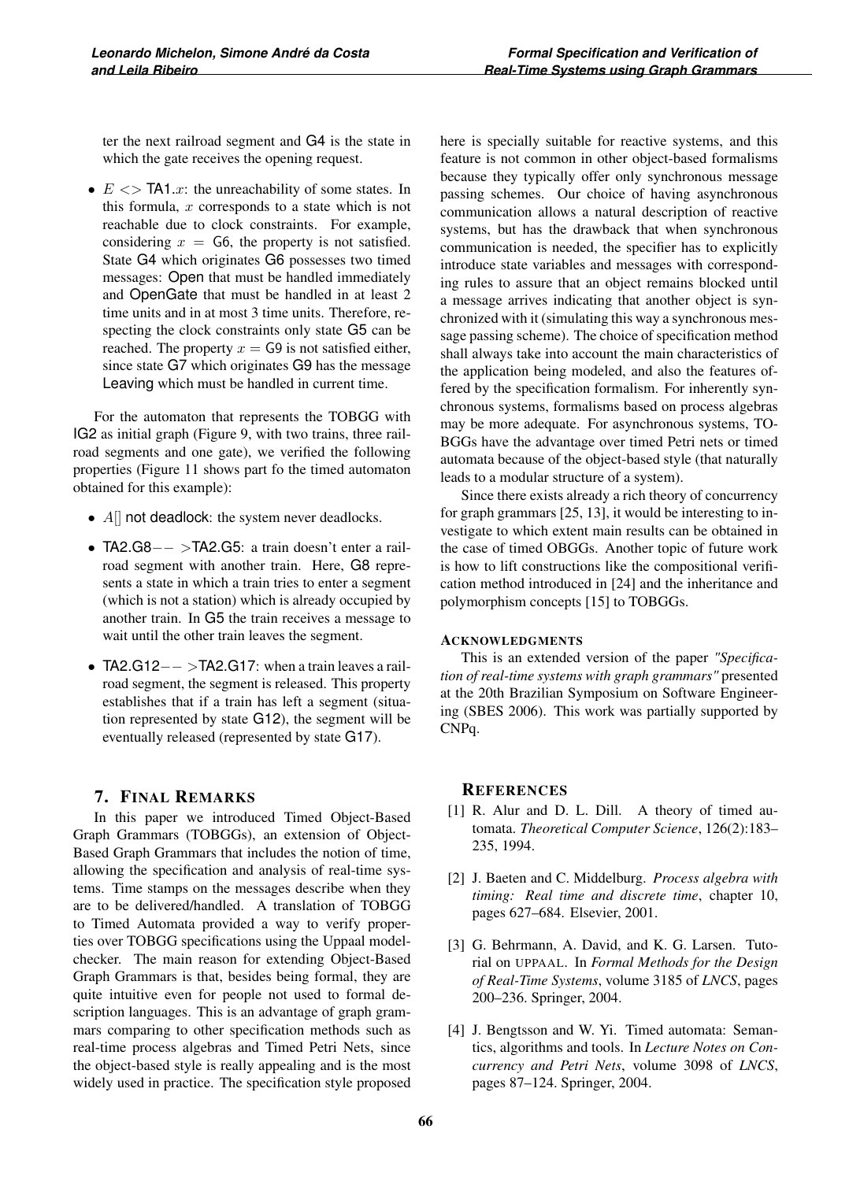ter the next railroad segment and G4 is the state in which the gate receives the opening request.

- $E <>$ TA1.$x$: the unreachability of some states. In this formula, $x$ corresponds to a state which is not reachable due to clock constraints. For example, considering $x =$ G6, the property is not satisfied. State G4 which originates G6 possesses two timed messages: Open that must be handled immediately and OpenGate that must be handled in at least 2 time units and in at most 3 time units. Therefore, respecting the clock constraints only state G5 can be reached. The property $x =$ G9 is not satisfied either, since state G7 which originates G9 has the message Leaving which must be handled in current time.

For the automaton that represents the TOBGG with IG2 as initial graph (Figure 9, with two trains, three railroad segments and one gate), we verified the following properties (Figure 11 shows part fo the timed automaton obtained for this example):

- $A[]$ not deadlock: the system never deadlocks.
- TA2.G8$--$ $>$TA2.G5: a train doesn't enter a railroad segment with another train. Here, G8 represents a state in which a train tries to enter a segment (which is not a station) which is already occupied by another train. In G5 the train receives a message to wait until the other train leaves the segment.
- TA2.G12$--$ $>$TA2.G17: when a train leaves a railroad segment, the segment is released. This property establishes that if a train has left a segment (situation represented by state G12), the segment will be eventually released (represented by state G17).

## 7. Final Remarks

In this paper we introduced Timed Object-Based Graph Grammars (TOBGGs), an extension of Object-Based Graph Grammars that includes the notion of time, allowing the specification and analysis of real-time systems. Time stamps on the messages describe when they are to be delivered/handled. A translation of TOBGG to Timed Automata provided a way to verify properties over TOBGG specifications using the Uppaal model-checker. The main reason for extending Object-Based Graph Grammars is that, besides being formal, they are quite intuitive even for people not used to formal description languages. This is an advantage of graph grammars comparing to other specification methods such as real-time process algebras and Timed Petri Nets, since the object-based style is really appealing and is the most widely used in practice. The specification style proposed here is specially suitable for reactive systems, and this feature is not common in other object-based formalisms because they typically offer only synchronous message passing schemes. Our choice of having asynchronous communication allows a natural description of reactive systems, but has the drawback that when synchronous communication is needed, the specifier has to explicitly introduce state variables and messages with corresponding rules to assure that an object remains blocked until a message arrives indicating that another object is synchronized with it (simulating this way a synchronous message passing scheme). The choice of specification method shall always take into account the main characteristics of the application being modeled, and also the features offered by the specification formalism. For inherently synchronous systems, formalisms based on process algebras may be more adequate. For asynchronous systems, TOBGGs have the advantage over timed Petri nets or timed automata because of the object-based style (that naturally leads to a modular structure of a system).

Since there exists already a rich theory of concurrency for graph grammars [25, 13], it would be interesting to investigate to which extent main results can be obtained in the case of timed OBGGs. Another topic of future work is how to lift constructions like the compositional verification method introduced in [24] and the inheritance and polymorphism concepts [15] to TOBGGs.

### Acknowledgments

This is an extended version of the paper *"Specification of real-time systems with graph grammars"* presented at the 20th Brazilian Symposium on Software Engineering (SBES 2006). This work was partially supported by CNPq.

## References

[1] R. Alur and D. L. Dill. A theory of timed automata. *Theoretical Computer Science*, 126(2):183–235, 1994.

[2] J. Baeten and C. Middelburg. *Process algebra with timing: Real time and discrete time*, chapter 10, pages 627–684. Elsevier, 2001.

[3] G. Behrmann, A. David, and K. G. Larsen. Tutorial on UPPAAL. In *Formal Methods for the Design of Real-Time Systems*, volume 3185 of *LNCS*, pages 200–236. Springer, 2004.

[4] J. Bengtsson and W. Yi. Timed automata: Semantics, algorithms and tools. In *Lecture Notes on Concurrency and Petri Nets*, volume 3098 of *LNCS*, pages 87–124. Springer, 2004.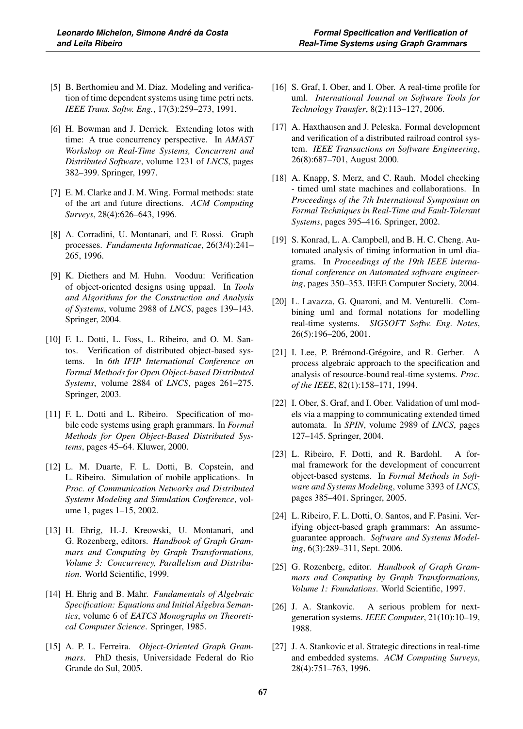[5] B. Berthomieu and M. Diaz. Modeling and verification of time dependent systems using time petri nets. *IEEE Trans. Softw. Eng.*, 17(3):259–273, 1991.

[6] H. Bowman and J. Derrick. Extending lotos with time: A true concurrency perspective. In *AMAST Workshop on Real-Time Systems, Concurrent and Distributed Software*, volume 1231 of *LNCS*, pages 382–399. Springer, 1997.

[7] E. M. Clarke and J. M. Wing. Formal methods: state of the art and future directions. *ACM Computing Surveys*, 28(4):626–643, 1996.

[8] A. Corradini, U. Montanari, and F. Rossi. Graph processes. *Fundamenta Informaticae*, 26(3/4):241–265, 1996.

[9] K. Diethers and M. Huhn. Vooduu: Verification of object-oriented designs using uppaal. In *Tools and Algorithms for the Construction and Analysis of Systems*, volume 2988 of *LNCS*, pages 139–143. Springer, 2004.

[10] F. L. Dotti, L. Foss, L. Ribeiro, and O. M. Santos. Verification of distributed object-based systems. In *6th IFIP International Conference on Formal Methods for Open Object-based Distributed Systems*, volume 2884 of *LNCS*, pages 261–275. Springer, 2003.

[11] F. L. Dotti and L. Ribeiro. Specification of mobile code systems using graph grammars. In *Formal Methods for Open Object-Based Distributed Systems*, pages 45–64. Kluwer, 2000.

[12] L. M. Duarte, F. L. Dotti, B. Copstein, and L. Ribeiro. Simulation of mobile applications. In *Proc. of Communication Networks and Distributed Systems Modeling and Simulation Conference*, volume 1, pages 1–15, 2002.

[13] H. Ehrig, H.-J. Kreowski, U. Montanari, and G. Rozenberg, editors. *Handbook of Graph Grammars and Computing by Graph Transformations, Volume 3: Concurrency, Parallelism and Distribution*. World Scientific, 1999.

[14] H. Ehrig and B. Mahr. *Fundamentals of Algebraic Specification: Equations and Initial Algebra Semantics*, volume 6 of *EATCS Monographs on Theoretical Computer Science*. Springer, 1985.

[15] A. P. L. Ferreira. *Object-Oriented Graph Grammars*. PhD thesis, Universidade Federal do Rio Grande do Sul, 2005.

[16] S. Graf, I. Ober, and I. Ober. A real-time profile for uml. *International Journal on Software Tools for Technology Transfer*, 8(2):113–127, 2006.

[17] A. Haxthausen and J. Peleska. Formal development and verification of a distributed railroad control system. *IEEE Transactions on Software Engineering*, 26(8):687–701, August 2000.

[18] A. Knapp, S. Merz, and C. Rauh. Model checking - timed uml state machines and collaborations. In *Proceedings of the 7th International Symposium on Formal Techniques in Real-Time and Fault-Tolerant Systems*, pages 395–416. Springer, 2002.

[19] S. Konrad, L. A. Campbell, and B. H. C. Cheng. Automated analysis of timing information in uml diagrams. In *Proceedings of the 19th IEEE international conference on Automated software engineering*, pages 350–353. IEEE Computer Society, 2004.

[20] L. Lavazza, G. Quaroni, and M. Venturelli. Combining uml and formal notations for modelling real-time systems. *SIGSOFT Softw. Eng. Notes*, 26(5):196–206, 2001.

[21] I. Lee, P. Brémond-Grégoire, and R. Gerber. A process algebraic approach to the specification and analysis of resource-bound real-time systems. *Proc. of the IEEE*, 82(1):158–171, 1994.

[22] I. Ober, S. Graf, and I. Ober. Validation of uml models via a mapping to communicating extended timed automata. In *SPIN*, volume 2989 of *LNCS*, pages 127–145. Springer, 2004.

[23] L. Ribeiro, F. Dotti, and R. Bardohl. A formal framework for the development of concurrent object-based systems. In *Formal Methods in Software and Systems Modeling*, volume 3393 of *LNCS*, pages 385–401. Springer, 2005.

[24] L. Ribeiro, F. L. Dotti, O. Santos, and F. Pasini. Verifying object-based graph grammars: An assume-guarantee approach. *Software and Systems Modeling*, 6(3):289–311, Sept. 2006.

[25] G. Rozenberg, editor. *Handbook of Graph Grammars and Computing by Graph Transformations, Volume 1: Foundations*. World Scientific, 1997.

[26] J. A. Stankovic. A serious problem for next-generation systems. *IEEE Computer*, 21(10):10–19, 1988.

[27] J. A. Stankovic et al. Strategic directions in real-time and embedded systems. *ACM Computing Surveys*, 28(4):751–763, 1996.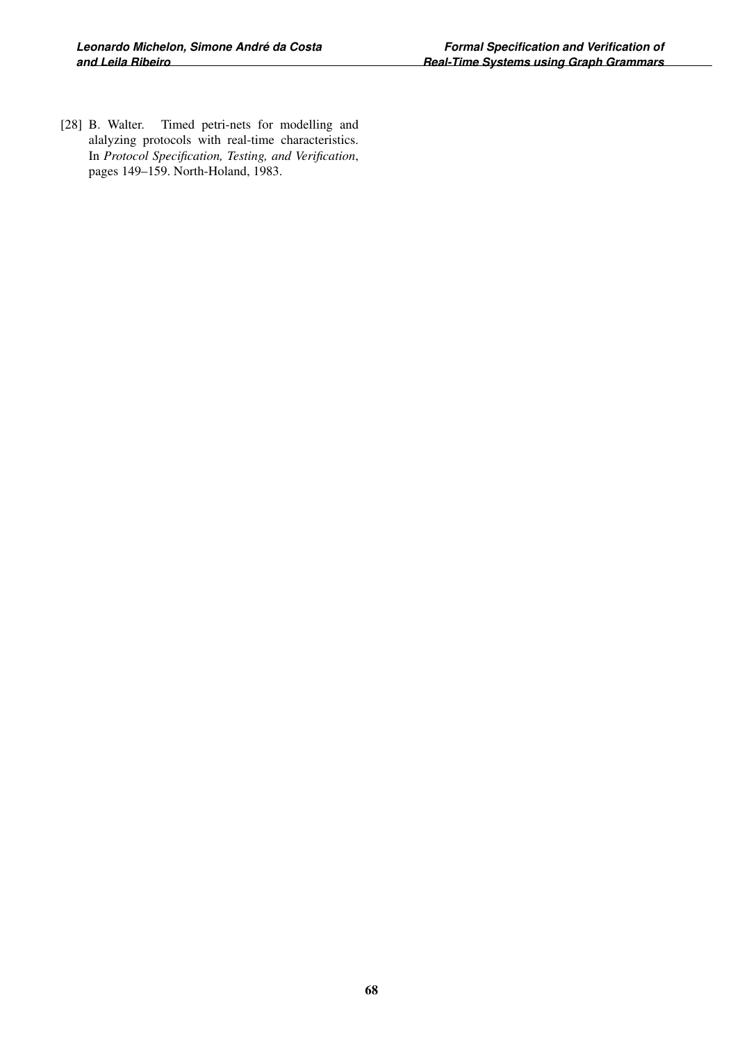[28] B. Walter. Timed petri-nets for modelling and alalyzing protocols with real-time characteristics. In *Protocol Specification, Testing, and Verification*, pages 149–159. North-Holand, 1983.